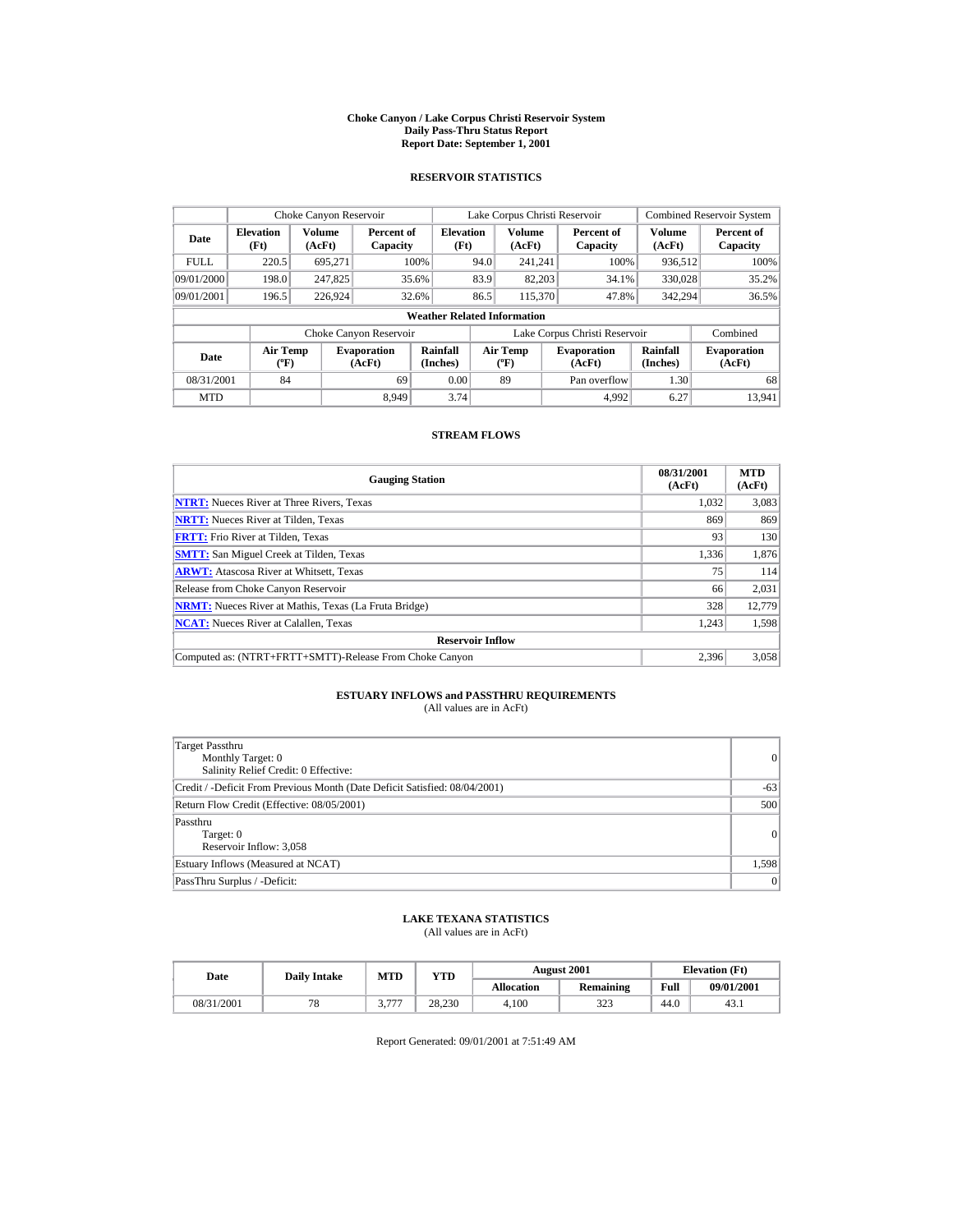# Choke Canyon / Lake Corpus Christi Reservoir System
## Daily Pass-Thru Status Report
## Report Date: September 1, 2001

### RESERVOIR STATISTICS

| | Choke Canyon Reservoir | | | Lake Corpus Christi Reservoir | | | Combined Reservoir System | |
|---|---|---|---|---|---|---|---|---|
| **Date** | **Elevation (Ft)** | **Volume (AcFt)** | **Percent of Capacity** | **Elevation (Ft)** | **Volume (AcFt)** | **Percent of Capacity** | **Volume (AcFt)** | **Percent of Capacity** |
| FULL | 220.5 | 695,271 | 100% | 94.0 | 241,241 | 100% | 936,512 | 100% |
| 09/01/2000 | 198.0 | 247,825 | 35.6% | 83.9 | 82,203 | 34.1% | 330,028 | 35.2% |
| 09/01/2001 | 196.5 | 226,924 | 32.6% | 86.5 | 115,370 | 47.8% | 342,294 | 36.5% |

**Weather Related Information**

| | Choke Canyon Reservoir | | | Lake Corpus Christi Reservoir | | | Combined |
|---|---|---|---|---|---|---|---|
| **Date** | **Air Temp (ºF)** | **Evaporation (AcFt)** | **Rainfall (Inches)** | **Air Temp (ºF)** | **Evaporation (AcFt)** | **Rainfall (Inches)** | **Evaporation (AcFt)** |
| 08/31/2001 | 84 | 69 | 0.00 | 89 | Pan overflow | 1.30 | 68 |
| MTD | | 8,949 | 3.74 | | 4,992 | 6.27 | 13,941 |

### STREAM FLOWS

| Gauging Station | 08/31/2001 (AcFt) | MTD (AcFt) |
|---|---|---|
| **NTRT:** Nueces River at Three Rivers, Texas | 1,032 | 3,083 |
| **NRTT:** Nueces River at Tilden, Texas | 869 | 869 |
| **FRTT:** Frio River at Tilden, Texas | 93 | 130 |
| **SMTT:** San Miguel Creek at Tilden, Texas | 1,336 | 1,876 |
| **ARWT:** Atascosa River at Whitsett, Texas | 75 | 114 |
| Release from Choke Canyon Reservoir | 66 | 2,031 |
| **NRMT:** Nueces River at Mathis, Texas (La Fruta Bridge) | 328 | 12,779 |
| **NCAT:** Nueces River at Calallen, Texas | 1,243 | 1,598 |
| **Reservoir Inflow** | | |
| Computed as: (NTRT+FRTT+SMTT)-Release From Choke Canyon | 2,396 | 3,058 |

### ESTUARY INFLOWS and PASSTHRU REQUIREMENTS
(All values are in AcFt)

| | |
|---|---|
| Target Passthru<br>Monthly Target: 0<br>Salinity Relief Credit: 0 Effective: | 0 |
| Credit / -Deficit From Previous Month (Date Deficit Satisfied: 08/04/2001) | -63 |
| Return Flow Credit (Effective: 08/05/2001) | 500 |
| Passthru<br>Target: 0<br>Reservoir Inflow: 3,058 | 0 |
| Estuary Inflows (Measured at NCAT) | 1,598 |
| PassThru Surplus / -Deficit: | 0 |

### LAKE TEXANA STATISTICS
(All values are in AcFt)

| Date | Daily Intake | MTD | YTD | August 2001 | | Elevation (Ft) | |
|---|---|---|---|---|---|---|---|
| | | | | **Allocation** | **Remaining** | **Full** | **09/01/2001** |
| 08/31/2001 | 78 | 3,777 | 28,230 | 4,100 | 323 | 44.0 | 43.1 |

Report Generated: 09/01/2001 at 7:51:49 AM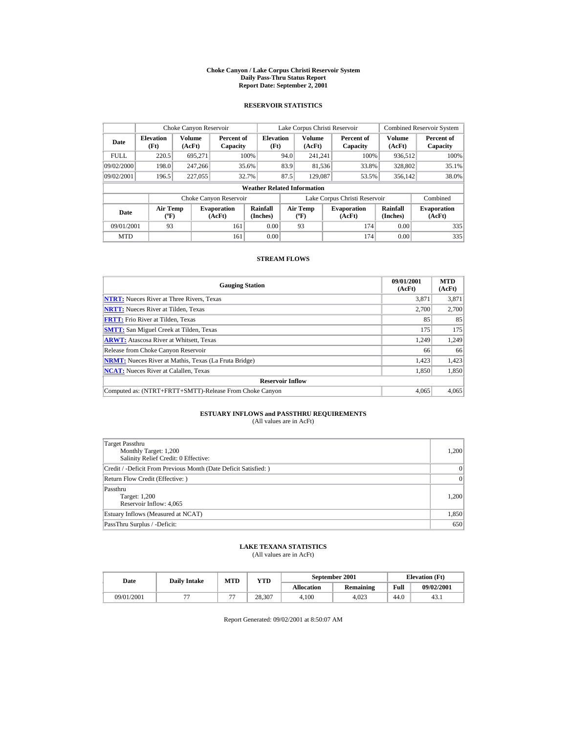# Choke Canyon / Lake Corpus Christi Reservoir System
## Daily Pass-Thru Status Report
### Report Date: September 2, 2001

## RESERVOIR STATISTICS

| Date | Choke Canyon Reservoir | | | Lake Corpus Christi Reservoir | | | Combined Reservoir System | |
|---|---|---|---|---|---|---|---|---|
| | Elevation (Ft) | Volume (AcFt) | Percent of Capacity | Elevation (Ft) | Volume (AcFt) | Percent of Capacity | Volume (AcFt) | Percent of Capacity |
| FULL | 220.5 | 695,271 | 100% | 94.0 | 241,241 | 100% | 936,512 | 100% |
| 09/02/2000 | 198.0 | 247,266 | 35.6% | 83.9 | 81,536 | 33.8% | 328,802 | 35.1% |
| 09/02/2001 | 196.5 | 227,055 | 32.7% | 87.5 | 129,087 | 53.5% | 356,142 | 38.0% |

**Weather Related Information**

| Date | Choke Canyon Reservoir | | | Lake Corpus Christi Reservoir | | | Combined |
|---|---|---|---|---|---|---|---|
| | Air Temp (ºF) | Evaporation (AcFt) | Rainfall (Inches) | Air Temp (ºF) | Evaporation (AcFt) | Rainfall (Inches) | Evaporation (AcFt) |
| 09/01/2001 | 93 | 161 | 0.00 | 93 | 174 | 0.00 | 335 |
| MTD | | 161 | 0.00 | | 174 | 0.00 | 335 |

## STREAM FLOWS

| Gauging Station | 09/01/2001 (AcFt) | MTD (AcFt) |
|---|---|---|
| **NTRT:** Nueces River at Three Rivers, Texas | 3,871 | 3,871 |
| **NRTT:** Nueces River at Tilden, Texas | 2,700 | 2,700 |
| **FRTT:** Frio River at Tilden, Texas | 85 | 85 |
| **SMTT:** San Miguel Creek at Tilden, Texas | 175 | 175 |
| **ARWT:** Atascosa River at Whitsett, Texas | 1,249 | 1,249 |
| Release from Choke Canyon Reservoir | 66 | 66 |
| **NRMT:** Nueces River at Mathis, Texas (La Fruta Bridge) | 1,423 | 1,423 |
| **NCAT:** Nueces River at Calallen, Texas | 1,850 | 1,850 |
| **Reservoir Inflow** | | |
| Computed as: (NTRT+FRTT+SMTT)-Release From Choke Canyon | 4,065 | 4,065 |

## ESTUARY INFLOWS and PASSTHRU REQUIREMENTS
(All values are in AcFt)

| | |
|---|---|
| Target Passthru<br>Monthly Target: 1,200<br>Salinity Relief Credit: 0 Effective: | 1,200 |
| Credit / -Deficit From Previous Month (Date Deficit Satisfied: ) | 0 |
| Return Flow Credit (Effective: ) | 0 |
| Passthru<br>Target: 1,200<br>Reservoir Inflow: 4,065 | 1,200 |
| Estuary Inflows (Measured at NCAT) | 1,850 |
| PassThru Surplus / -Deficit: | 650 |

## LAKE TEXANA STATISTICS
(All values are in AcFt)

| Date | Daily Intake | MTD | YTD | September 2001 | | Elevation (Ft) | |
|---|---|---|---|---|---|---|---|
| | | | | Allocation | Remaining | Full | 09/02/2001 |
| 09/01/2001 | 77 | 77 | 28,307 | 4,100 | 4,023 | 44.0 | 43.1 |

Report Generated: 09/02/2001 at 8:50:07 AM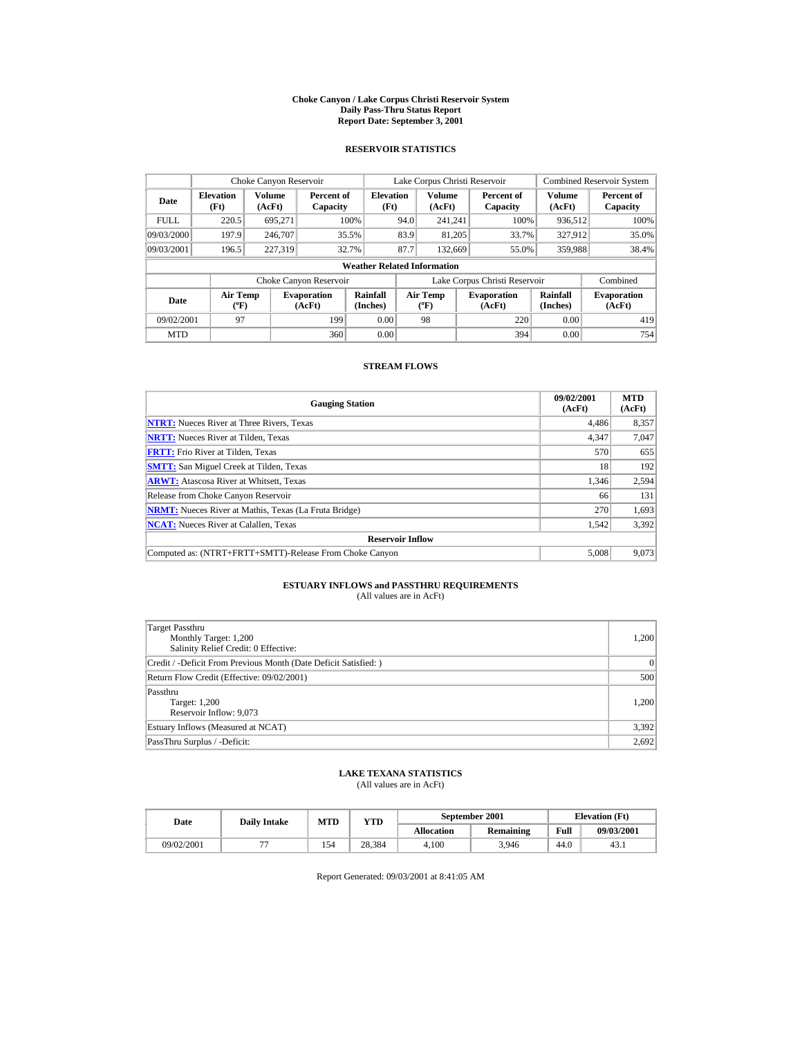# Choke Canyon / Lake Corpus Christi Reservoir System
## Daily Pass-Thru Status Report
### Report Date: September 3, 2001

## RESERVOIR STATISTICS

| Date | Choke Canyon Reservoir | | | Lake Corpus Christi Reservoir | | | Combined Reservoir System | |
|---|---|---|---|---|---|---|---|---|
| | Elevation (Ft) | Volume (AcFt) | Percent of Capacity | Elevation (Ft) | Volume (AcFt) | Percent of Capacity | Volume (AcFt) | Percent of Capacity |
| FULL | 220.5 | 695,271 | 100% | 94.0 | 241,241 | 100% | 936,512 | 100% |
| 09/03/2000 | 197.9 | 246,707 | 35.5% | 83.9 | 81,205 | 33.7% | 327,912 | 35.0% |
| 09/03/2001 | 196.5 | 227,319 | 32.7% | 87.7 | 132,669 | 55.0% | 359,988 | 38.4% |

**Weather Related Information**

| Date | Choke Canyon Reservoir | | | Lake Corpus Christi Reservoir | | | Combined |
|---|---|---|---|---|---|---|---|
| | Air Temp (ºF) | Evaporation (AcFt) | Rainfall (Inches) | Air Temp (ºF) | Evaporation (AcFt) | Rainfall (Inches) | Evaporation (AcFt) |
| 09/02/2001 | 97 | 199 | 0.00 | 98 | 220 | 0.00 | 419 |
| MTD | | 360 | 0.00 | | 394 | 0.00 | 754 |

## STREAM FLOWS

| Gauging Station | 09/02/2001 (AcFt) | MTD (AcFt) |
|---|---|---|
| NTRT: Nueces River at Three Rivers, Texas | 4,486 | 8,357 |
| NRTT: Nueces River at Tilden, Texas | 4,347 | 7,047 |
| FRTT: Frio River at Tilden, Texas | 570 | 655 |
| SMTT: San Miguel Creek at Tilden, Texas | 18 | 192 |
| ARWT: Atascosa River at Whitsett, Texas | 1,346 | 2,594 |
| Release from Choke Canyon Reservoir | 66 | 131 |
| NRMT: Nueces River at Mathis, Texas (La Fruta Bridge) | 270 | 1,693 |
| NCAT: Nueces River at Calallen, Texas | 1,542 | 3,392 |
| **Reservoir Inflow** | | |
| Computed as: (NTRT+FRTT+SMTT)-Release From Choke Canyon | 5,008 | 9,073 |

## ESTUARY INFLOWS and PASSTHRU REQUIREMENTS
(All values are in AcFt)

| | |
|---|---|
| Target Passthru<br>Monthly Target: 1,200<br>Salinity Relief Credit: 0 Effective: | 1,200 |
| Credit / -Deficit From Previous Month (Date Deficit Satisfied: ) | 0 |
| Return Flow Credit (Effective: 09/02/2001) | 500 |
| Passthru<br>Target: 1,200<br>Reservoir Inflow: 9,073 | 1,200 |
| Estuary Inflows (Measured at NCAT) | 3,392 |
| PassThru Surplus / -Deficit: | 2,692 |

## LAKE TEXANA STATISTICS
(All values are in AcFt)

| Date | Daily Intake | MTD | YTD | September 2001 | | Elevation (Ft) | |
|---|---|---|---|---|---|---|---|
| | | | | Allocation | Remaining | Full | 09/03/2001 |
| 09/02/2001 | 77 | 154 | 28,384 | 4,100 | 3,946 | 44.0 | 43.1 |

Report Generated: 09/03/2001 at 8:41:05 AM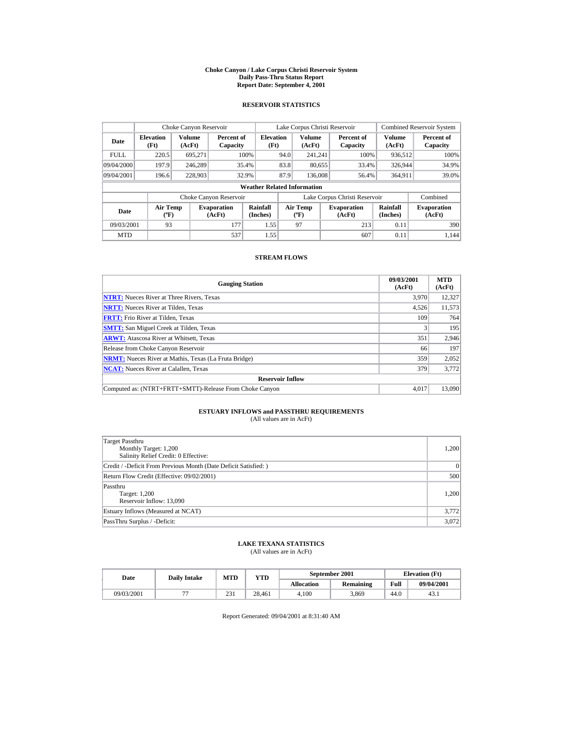# Choke Canyon / Lake Corpus Christi Reservoir System
## Daily Pass-Thru Status Report
## Report Date: September 4, 2001

### RESERVOIR STATISTICS

| Date | Choke Canyon Reservoir | | | Lake Corpus Christi Reservoir | | | Combined Reservoir System | |
|---|---|---|---|---|---|---|---|---|
| | Elevation (Ft) | Volume (AcFt) | Percent of Capacity | Elevation (Ft) | Volume (AcFt) | Percent of Capacity | Volume (AcFt) | Percent of Capacity |
| FULL | 220.5 | 695,271 | 100% | 94.0 | 241,241 | 100% | 936,512 | 100% |
| 09/04/2000 | 197.9 | 246,289 | 35.4% | 83.8 | 80,655 | 33.4% | 326,944 | 34.9% |
| 09/04/2001 | 196.6 | 228,903 | 32.9% | 87.9 | 136,008 | 56.4% | 364,911 | 39.0% |

**Weather Related Information**

| Date | Choke Canyon Reservoir | | | Lake Corpus Christi Reservoir | | | Combined |
|---|---|---|---|---|---|---|---|
| | Air Temp (ºF) | Evaporation (AcFt) | Rainfall (Inches) | Air Temp (ºF) | Evaporation (AcFt) | Rainfall (Inches) | Evaporation (AcFt) |
| 09/03/2001 | 93 | 177 | 1.55 | 97 | 213 | 0.11 | 390 |
| MTD | | 537 | 1.55 | | 607 | 0.11 | 1,144 |

### STREAM FLOWS

| Gauging Station | 09/03/2001 (AcFt) | MTD (AcFt) |
|---|---|---|
| NTRT: Nueces River at Three Rivers, Texas | 3,970 | 12,327 |
| NRTT: Nueces River at Tilden, Texas | 4,526 | 11,573 |
| FRTT: Frio River at Tilden, Texas | 109 | 764 |
| SMTT: San Miguel Creek at Tilden, Texas | 3 | 195 |
| ARWT: Atascosa River at Whitsett, Texas | 351 | 2,946 |
| Release from Choke Canyon Reservoir | 66 | 197 |
| NRMT: Nueces River at Mathis, Texas (La Fruta Bridge) | 359 | 2,052 |
| NCAT: Nueces River at Calallen, Texas | 379 | 3,772 |
| **Reservoir Inflow** | | |
| Computed as: (NTRT+FRTT+SMTT)-Release From Choke Canyon | 4,017 | 13,090 |

### ESTUARY INFLOWS and PASSTHRU REQUIREMENTS
(All values are in AcFt)

| | |
|---|---|
| Target Passthru<br>Monthly Target: 1,200<br>Salinity Relief Credit: 0 Effective: | 1,200 |
| Credit / -Deficit From Previous Month (Date Deficit Satisfied: ) | 0 |
| Return Flow Credit (Effective: 09/02/2001) | 500 |
| Passthru<br>Target: 1,200<br>Reservoir Inflow: 13,090 | 1,200 |
| Estuary Inflows (Measured at NCAT) | 3,772 |
| PassThru Surplus / -Deficit: | 3,072 |

### LAKE TEXANA STATISTICS
(All values are in AcFt)

| Date | Daily Intake | MTD | YTD | September 2001 | | Elevation (Ft) | |
|---|---|---|---|---|---|---|---|
| | | | | Allocation | Remaining | Full | 09/04/2001 |
| 09/03/2001 | 77 | 231 | 28,461 | 4,100 | 3,869 | 44.0 | 43.1 |

Report Generated: 09/04/2001 at 8:31:40 AM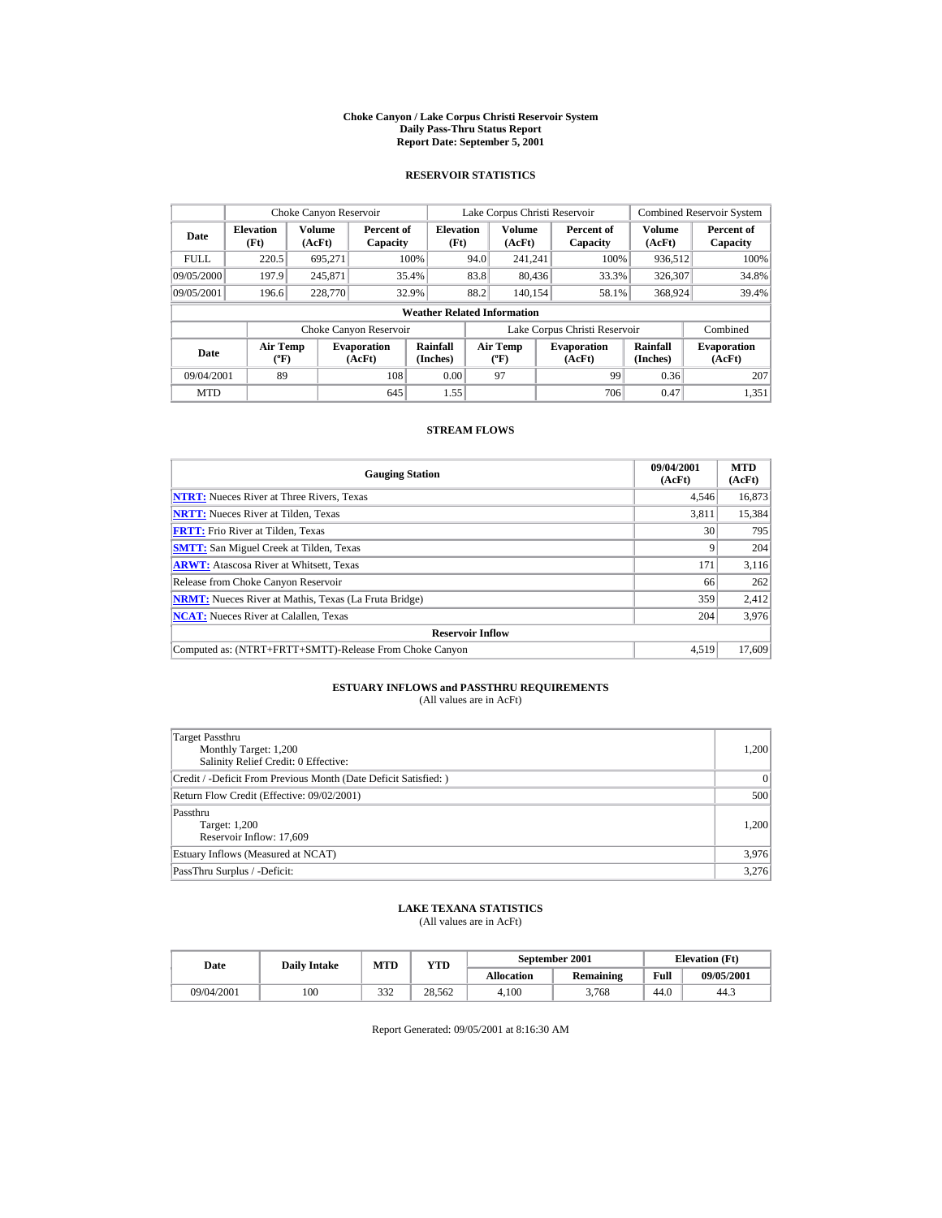# Choke Canyon / Lake Corpus Christi Reservoir System
## Daily Pass-Thru Status Report
### Report Date: September 5, 2001

## RESERVOIR STATISTICS

| | Choke Canyon Reservoir | | | Lake Corpus Christi Reservoir | | | Combined Reservoir System | |
|---|---|---|---|---|---|---|---|---|
| Date | Elevation (Ft) | Volume (AcFt) | Percent of Capacity | Elevation (Ft) | Volume (AcFt) | Percent of Capacity | Volume (AcFt) | Percent of Capacity |
| FULL | 220.5 | 695,271 | 100% | 94.0 | 241,241 | 100% | 936,512 | 100% |
| 09/05/2000 | 197.9 | 245,871 | 35.4% | 83.8 | 80,436 | 33.3% | 326,307 | 34.8% |
| 09/05/2001 | 196.6 | 228,770 | 32.9% | 88.2 | 140,154 | 58.1% | 368,924 | 39.4% |

**Weather Related Information**

| | Choke Canyon Reservoir | | | Lake Corpus Christi Reservoir | | | Combined |
|---|---|---|---|---|---|---|---|
| Date | Air Temp (ºF) | Evaporation (AcFt) | Rainfall (Inches) | Air Temp (ºF) | Evaporation (AcFt) | Rainfall (Inches) | Evaporation (AcFt) |
| 09/04/2001 | 89 | 108 | 0.00 | 97 | 99 | 0.36 | 207 |
| MTD | | 645 | 1.55 | | 706 | 0.47 | 1,351 |

## STREAM FLOWS

| Gauging Station | 09/04/2001 (AcFt) | MTD (AcFt) |
|---|---|---|
| **NTRT:** Nueces River at Three Rivers, Texas | 4,546 | 16,873 |
| **NRTT:** Nueces River at Tilden, Texas | 3,811 | 15,384 |
| **FRTT:** Frio River at Tilden, Texas | 30 | 795 |
| **SMTT:** San Miguel Creek at Tilden, Texas | 9 | 204 |
| **ARWT:** Atascosa River at Whitsett, Texas | 171 | 3,116 |
| Release from Choke Canyon Reservoir | 66 | 262 |
| **NRMT:** Nueces River at Mathis, Texas (La Fruta Bridge) | 359 | 2,412 |
| **NCAT:** Nueces River at Calallen, Texas | 204 | 3,976 |
| **Reservoir Inflow** | | |
| Computed as: (NTRT+FRTT+SMTT)-Release From Choke Canyon | 4,519 | 17,609 |

## ESTUARY INFLOWS and PASSTHRU REQUIREMENTS
(All values are in AcFt)

| | |
|---|---|
| Target Passthru<br>Monthly Target: 1,200<br>Salinity Relief Credit: 0 Effective: | 1,200 |
| Credit / -Deficit From Previous Month (Date Deficit Satisfied: ) | 0 |
| Return Flow Credit (Effective: 09/02/2001) | 500 |
| Passthru<br>Target: 1,200<br>Reservoir Inflow: 17,609 | 1,200 |
| Estuary Inflows (Measured at NCAT) | 3,976 |
| PassThru Surplus / -Deficit: | 3,276 |

## LAKE TEXANA STATISTICS
(All values are in AcFt)

| Date | Daily Intake | MTD | YTD | September 2001 | | Elevation (Ft) | |
|---|---|---|---|---|---|---|---|
| | | | | Allocation | Remaining | Full | 09/05/2001 |
| 09/04/2001 | 100 | 332 | 28,562 | 4,100 | 3,768 | 44.0 | 44.3 |

Report Generated: 09/05/2001 at 8:16:30 AM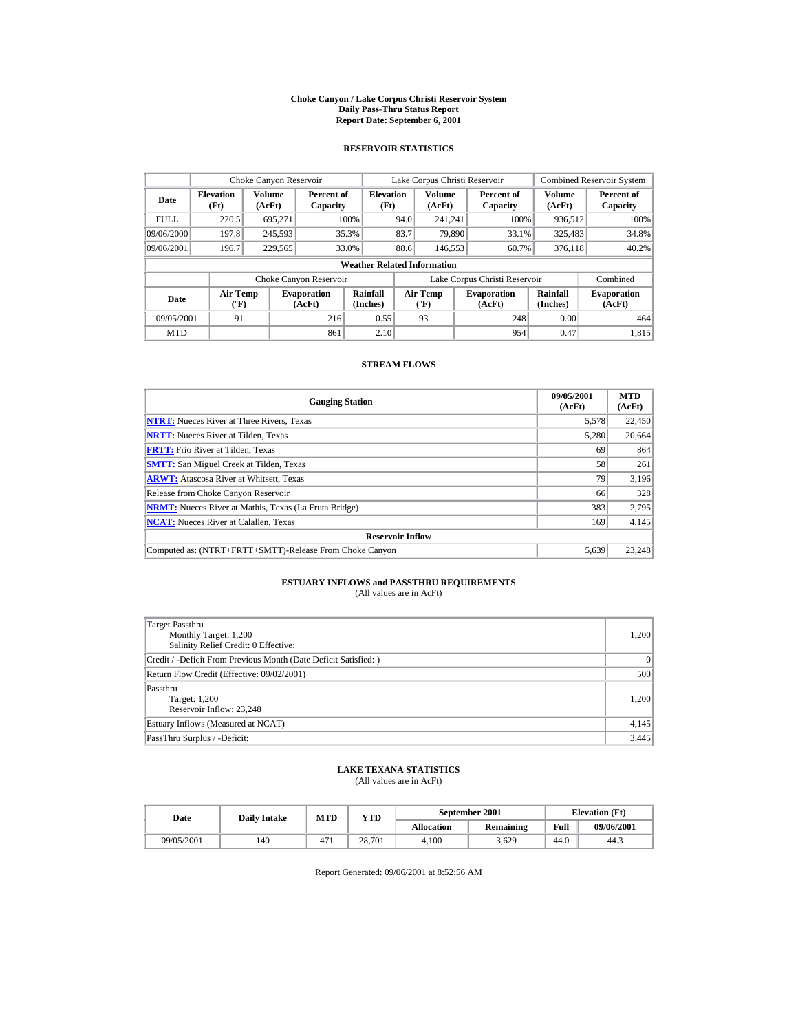# Choke Canyon / Lake Corpus Christi Reservoir System
## Daily Pass-Thru Status Report
### Report Date: September 6, 2001

## RESERVOIR STATISTICS

| Date | Choke Canyon Reservoir | | | Lake Corpus Christi Reservoir | | | Combined Reservoir System | |
|---|---|---|---|---|---|---|---|---|
| | Elevation (Ft) | Volume (AcFt) | Percent of Capacity | Elevation (Ft) | Volume (AcFt) | Percent of Capacity | Volume (AcFt) | Percent of Capacity |
| FULL | 220.5 | 695,271 | 100% | 94.0 | 241,241 | 100% | 936,512 | 100% |
| 09/06/2000 | 197.8 | 245,593 | 35.3% | 83.7 | 79,890 | 33.1% | 325,483 | 34.8% |
| 09/06/2001 | 196.7 | 229,565 | 33.0% | 88.6 | 146,553 | 60.7% | 376,118 | 40.2% |

**Weather Related Information**

| Date | Choke Canyon Reservoir | | | Lake Corpus Christi Reservoir | | | Combined |
|---|---|---|---|---|---|---|---|
| | Air Temp (ºF) | Evaporation (AcFt) | Rainfall (Inches) | Air Temp (ºF) | Evaporation (AcFt) | Rainfall (Inches) | Evaporation (AcFt) |
| 09/05/2001 | 91 | 216 | 0.55 | 93 | 248 | 0.00 | 464 |
| MTD | | 861 | 2.10 | | 954 | 0.47 | 1,815 |

## STREAM FLOWS

| Gauging Station | 09/05/2001 (AcFt) | MTD (AcFt) |
|---|---|---|
| NTRT: Nueces River at Three Rivers, Texas | 5,578 | 22,450 |
| NRTT: Nueces River at Tilden, Texas | 5,280 | 20,664 |
| FRTT: Frio River at Tilden, Texas | 69 | 864 |
| SMTT: San Miguel Creek at Tilden, Texas | 58 | 261 |
| ARWT: Atascosa River at Whitsett, Texas | 79 | 3,196 |
| Release from Choke Canyon Reservoir | 66 | 328 |
| NRMT: Nueces River at Mathis, Texas (La Fruta Bridge) | 383 | 2,795 |
| NCAT: Nueces River at Calallen, Texas | 169 | 4,145 |
| **Reservoir Inflow** | | |
| Computed as: (NTRT+FRTT+SMTT)-Release From Choke Canyon | 5,639 | 23,248 |

## ESTUARY INFLOWS and PASSTHRU REQUIREMENTS
(All values are in AcFt)

| | |
|---|---|
| Target Passthru<br>Monthly Target: 1,200<br>Salinity Relief Credit: 0 Effective: | 1,200 |
| Credit / -Deficit From Previous Month (Date Deficit Satisfied: ) | 0 |
| Return Flow Credit (Effective: 09/02/2001) | 500 |
| Passthru<br>Target: 1,200<br>Reservoir Inflow: 23,248 | 1,200 |
| Estuary Inflows (Measured at NCAT) | 4,145 |
| PassThru Surplus / -Deficit: | 3,445 |

## LAKE TEXANA STATISTICS
(All values are in AcFt)

| Date | Daily Intake | MTD | YTD | September 2001 | | Elevation (Ft) | |
|---|---|---|---|---|---|---|---|
| | | | | Allocation | Remaining | Full | 09/06/2001 |
| 09/05/2001 | 140 | 471 | 28,701 | 4,100 | 3,629 | 44.0 | 44.3 |

Report Generated: 09/06/2001 at 8:52:56 AM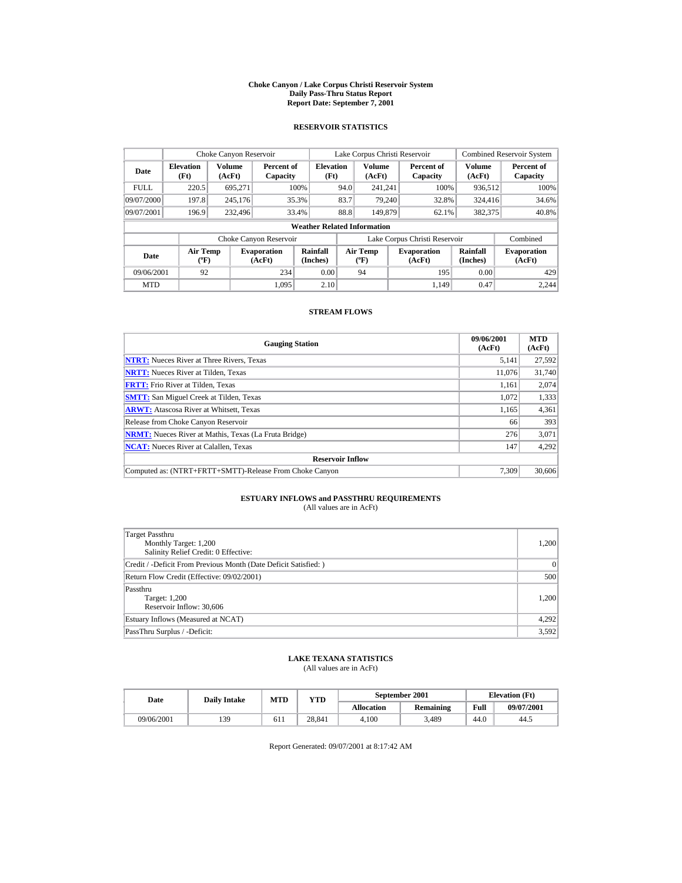# Choke Canyon / Lake Corpus Christi Reservoir System
## Daily Pass-Thru Status Report
## Report Date: September 7, 2001

### RESERVOIR STATISTICS

| | Choke Canyon Reservoir | | | Lake Corpus Christi Reservoir | | | Combined Reservoir System | |
|---|---|---|---|---|---|---|---|---|
| **Date** | **Elevation (Ft)** | **Volume (AcFt)** | **Percent of Capacity** | **Elevation (Ft)** | **Volume (AcFt)** | **Percent of Capacity** | **Volume (AcFt)** | **Percent of Capacity** |
| FULL | 220.5 | 695,271 | 100% | 94.0 | 241,241 | 100% | 936,512 | 100% |
| 09/07/2000 | 197.8 | 245,176 | 35.3% | 83.7 | 79,240 | 32.8% | 324,416 | 34.6% |
| 09/07/2001 | 196.9 | 232,496 | 33.4% | 88.8 | 149,879 | 62.1% | 382,375 | 40.8% |

**Weather Related Information**

| | Choke Canyon Reservoir | | | Lake Corpus Christi Reservoir | | | Combined |
|---|---|---|---|---|---|---|---|
| **Date** | **Air Temp (ºF)** | **Evaporation (AcFt)** | **Rainfall (Inches)** | **Air Temp (ºF)** | **Evaporation (AcFt)** | **Rainfall (Inches)** | **Evaporation (AcFt)** |
| 09/06/2001 | 92 | 234 | 0.00 | 94 | 195 | 0.00 | 429 |
| MTD | | 1,095 | 2.10 | | 1,149 | 0.47 | 2,244 |

### STREAM FLOWS

| Gauging Station | 09/06/2001 (AcFt) | MTD (AcFt) |
|---|---|---|
| **NTRT:** Nueces River at Three Rivers, Texas | 5,141 | 27,592 |
| **NRTT:** Nueces River at Tilden, Texas | 11,076 | 31,740 |
| **FRTT:** Frio River at Tilden, Texas | 1,161 | 2,074 |
| **SMTT:** San Miguel Creek at Tilden, Texas | 1,072 | 1,333 |
| **ARWT:** Atascosa River at Whitsett, Texas | 1,165 | 4,361 |
| Release from Choke Canyon Reservoir | 66 | 393 |
| **NRMT:** Nueces River at Mathis, Texas (La Fruta Bridge) | 276 | 3,071 |
| **NCAT:** Nueces River at Calallen, Texas | 147 | 4,292 |
| **Reservoir Inflow** | | |
| Computed as: (NTRT+FRTT+SMTT)-Release From Choke Canyon | 7,309 | 30,606 |

### ESTUARY INFLOWS and PASSTHRU REQUIREMENTS
(All values are in AcFt)

| | |
|---|---|
| Target Passthru<br>Monthly Target: 1,200<br>Salinity Relief Credit: 0 Effective: | 1,200 |
| Credit / -Deficit From Previous Month (Date Deficit Satisfied: ) | 0 |
| Return Flow Credit (Effective: 09/02/2001) | 500 |
| Passthru<br>Target: 1,200<br>Reservoir Inflow: 30,606 | 1,200 |
| Estuary Inflows (Measured at NCAT) | 4,292 |
| PassThru Surplus / -Deficit: | 3,592 |

### LAKE TEXANA STATISTICS
(All values are in AcFt)

| Date | Daily Intake | MTD | YTD | September 2001 | | Elevation (Ft) | |
|---|---|---|---|---|---|---|---|
| | | | | **Allocation** | **Remaining** | **Full** | **09/07/2001** |
| 09/06/2001 | 139 | 611 | 28,841 | 4,100 | 3,489 | 44.0 | 44.5 |

Report Generated: 09/07/2001 at 8:17:42 AM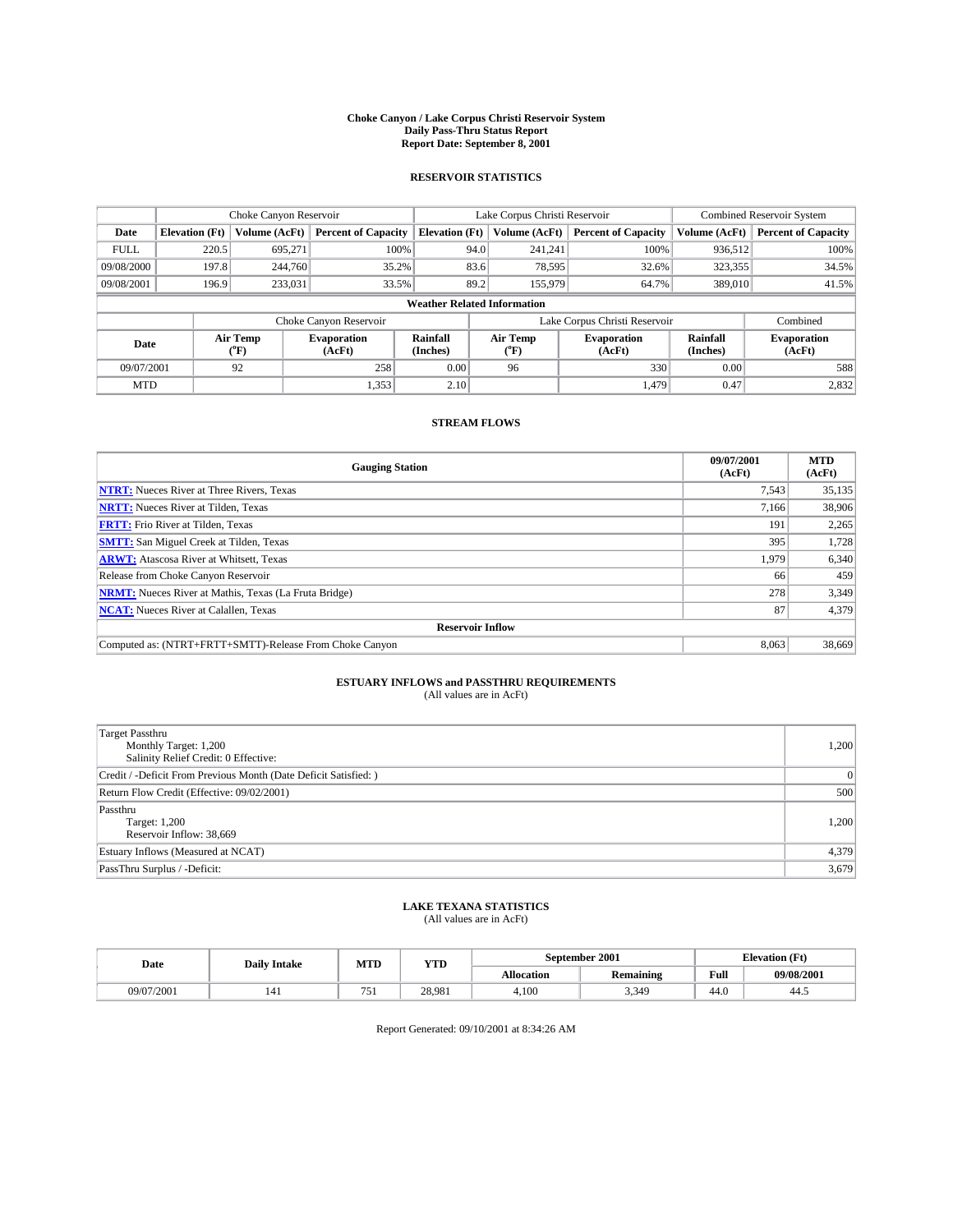# Choke Canyon / Lake Corpus Christi Reservoir System
## Daily Pass-Thru Status Report
## Report Date: September 8, 2001

### RESERVOIR STATISTICS

| | Choke Canyon Reservoir | | | Lake Corpus Christi Reservoir | | | Combined Reservoir System | |
|---|---|---|---|---|---|---|---|---|
| Date | Elevation (Ft) | Volume (AcFt) | Percent of Capacity | Elevation (Ft) | Volume (AcFt) | Percent of Capacity | Volume (AcFt) | Percent of Capacity |
| FULL | 220.5 | 695,271 | 100% | 94.0 | 241,241 | 100% | 936,512 | 100% |
| 09/08/2000 | 197.8 | 244,760 | 35.2% | 83.6 | 78,595 | 32.6% | 323,355 | 34.5% |
| 09/08/2001 | 196.9 | 233,031 | 33.5% | 89.2 | 155,979 | 64.7% | 389,010 | 41.5% |

**Weather Related Information**

| | Choke Canyon Reservoir | | | Lake Corpus Christi Reservoir | | | Combined |
|---|---|---|---|---|---|---|---|
| Date | Air Temp (°F) | Evaporation (AcFt) | Rainfall (Inches) | Air Temp (°F) | Evaporation (AcFt) | Rainfall (Inches) | Evaporation (AcFt) |
| 09/07/2001 | 92 | 258 | 0.00 | 96 | 330 | 0.00 | 588 |
| MTD | | 1,353 | 2.10 | | 1,479 | 0.47 | 2,832 |

### STREAM FLOWS

| Gauging Station | 09/07/2001 (AcFt) | MTD (AcFt) |
|---|---|---|
| NTRT: Nueces River at Three Rivers, Texas | 7,543 | 35,135 |
| NRTT: Nueces River at Tilden, Texas | 7,166 | 38,906 |
| FRTT: Frio River at Tilden, Texas | 191 | 2,265 |
| SMTT: San Miguel Creek at Tilden, Texas | 395 | 1,728 |
| ARWT: Atascosa River at Whitsett, Texas | 1,979 | 6,340 |
| Release from Choke Canyon Reservoir | 66 | 459 |
| NRMT: Nueces River at Mathis, Texas (La Fruta Bridge) | 278 | 3,349 |
| NCAT: Nueces River at Calallen, Texas | 87 | 4,379 |
| **Reservoir Inflow** | | |
| Computed as: (NTRT+FRTT+SMTT)-Release From Choke Canyon | 8,063 | 38,669 |

### ESTUARY INFLOWS and PASSTHRU REQUIREMENTS
(All values are in AcFt)

| | |
|---|---|
| Target Passthru<br>Monthly Target: 1,200<br>Salinity Relief Credit: 0 Effective: | 1,200 |
| Credit / -Deficit From Previous Month (Date Deficit Satisfied: ) | 0 |
| Return Flow Credit (Effective: 09/02/2001) | 500 |
| Passthru<br>Target: 1,200<br>Reservoir Inflow: 38,669 | 1,200 |
| Estuary Inflows (Measured at NCAT) | 4,379 |
| PassThru Surplus / -Deficit: | 3,679 |

### LAKE TEXANA STATISTICS
(All values are in AcFt)

| Date | Daily Intake | MTD | YTD | September 2001 | | Elevation (Ft) | |
|---|---|---|---|---|---|---|---|
| | | | | Allocation | Remaining | Full | 09/08/2001 |
| 09/07/2001 | 141 | 751 | 28,981 | 4,100 | 3,349 | 44.0 | 44.5 |

Report Generated: 09/10/2001 at 8:34:26 AM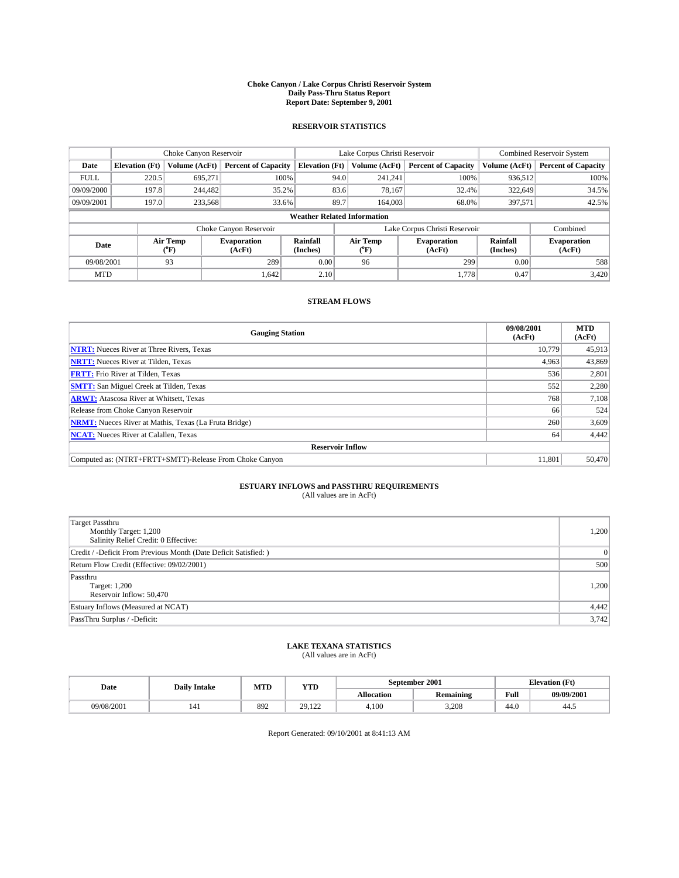# Choke Canyon / Lake Corpus Christi Reservoir System
## Daily Pass-Thru Status Report
### Report Date: September 9, 2001

## RESERVOIR STATISTICS

| | Choke Canyon Reservoir | | | Lake Corpus Christi Reservoir | | | Combined Reservoir System | |
|---|---|---|---|---|---|---|---|---|
| Date | Elevation (Ft) | Volume (AcFt) | Percent of Capacity | Elevation (Ft) | Volume (AcFt) | Percent of Capacity | Volume (AcFt) | Percent of Capacity |
| FULL | 220.5 | 695,271 | 100% | 94.0 | 241,241 | 100% | 936,512 | 100% |
| 09/09/2000 | 197.8 | 244,482 | 35.2% | 83.6 | 78,167 | 32.4% | 322,649 | 34.5% |
| 09/09/2001 | 197.0 | 233,568 | 33.6% | 89.7 | 164,003 | 68.0% | 397,571 | 42.5% |

**Weather Related Information**

| | Choke Canyon Reservoir | | | Lake Corpus Christi Reservoir | | | Combined |
|---|---|---|---|---|---|---|---|
| Date | Air Temp (°F) | Evaporation (AcFt) | Rainfall (Inches) | Air Temp (°F) | Evaporation (AcFt) | Rainfall (Inches) | Evaporation (AcFt) |
| 09/08/2001 | 93 | 289 | 0.00 | 96 | 299 | 0.00 | 588 |
| MTD | | 1,642 | 2.10 | | 1,778 | 0.47 | 3,420 |

## STREAM FLOWS

| Gauging Station | 09/08/2001 (AcFt) | MTD (AcFt) |
|---|---|---|
| **NTRT:** Nueces River at Three Rivers, Texas | 10,779 | 45,913 |
| **NRTT:** Nueces River at Tilden, Texas | 4,963 | 43,869 |
| **FRTT:** Frio River at Tilden, Texas | 536 | 2,801 |
| **SMTT:** San Miguel Creek at Tilden, Texas | 552 | 2,280 |
| **ARWT:** Atascosa River at Whitsett, Texas | 768 | 7,108 |
| Release from Choke Canyon Reservoir | 66 | 524 |
| **NRMT:** Nueces River at Mathis, Texas (La Fruta Bridge) | 260 | 3,609 |
| **NCAT:** Nueces River at Calallen, Texas | 64 | 4,442 |
| **Reservoir Inflow** | | |
| Computed as: (NTRT+FRTT+SMTT)-Release From Choke Canyon | 11,801 | 50,470 |

## ESTUARY INFLOWS and PASSTHRU REQUIREMENTS
(All values are in AcFt)

| | |
|---|---|
| Target Passthru<br>Monthly Target: 1,200<br>Salinity Relief Credit: 0 Effective: | 1,200 |
| Credit / -Deficit From Previous Month (Date Deficit Satisfied: ) | 0 |
| Return Flow Credit (Effective: 09/02/2001) | 500 |
| Passthru<br>Target: 1,200<br>Reservoir Inflow: 50,470 | 1,200 |
| Estuary Inflows (Measured at NCAT) | 4,442 |
| PassThru Surplus / -Deficit: | 3,742 |

## LAKE TEXANA STATISTICS
(All values are in AcFt)

| Date | Daily Intake | MTD | YTD | September 2001 | | Elevation (Ft) | |
|---|---|---|---|---|---|---|---|
| | | | | Allocation | Remaining | Full | 09/09/2001 |
| 09/08/2001 | 141 | 892 | 29,122 | 4,100 | 3,208 | 44.0 | 44.5 |

Report Generated: 09/10/2001 at 8:41:13 AM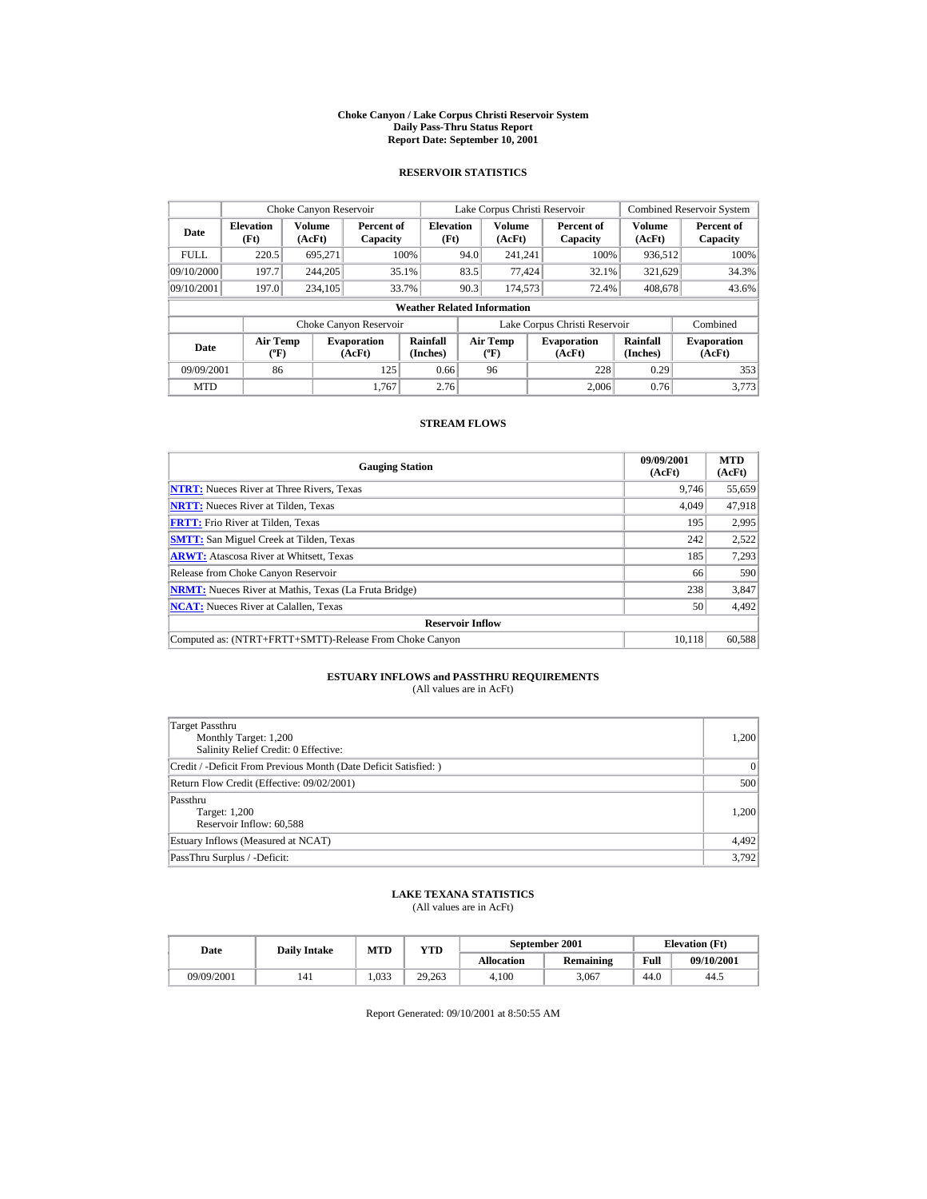# Choke Canyon / Lake Corpus Christi Reservoir System
## Daily Pass-Thru Status Report
## Report Date: September 10, 2001

### RESERVOIR STATISTICS

| Date | Choke Canyon Reservoir | | | Lake Corpus Christi Reservoir | | | Combined Reservoir System | |
|---|---|---|---|---|---|---|---|---|
| | Elevation (Ft) | Volume (AcFt) | Percent of Capacity | Elevation (Ft) | Volume (AcFt) | Percent of Capacity | Volume (AcFt) | Percent of Capacity |
| FULL | 220.5 | 695,271 | 100% | 94.0 | 241,241 | 100% | 936,512 | 100% |
| 09/10/2000 | 197.7 | 244,205 | 35.1% | 83.5 | 77,424 | 32.1% | 321,629 | 34.3% |
| 09/10/2001 | 197.0 | 234,105 | 33.7% | 90.3 | 174,573 | 72.4% | 408,678 | 43.6% |

**Weather Related Information**

| Date | Choke Canyon Reservoir | | | Lake Corpus Christi Reservoir | | | Combined |
|---|---|---|---|---|---|---|---|
| | Air Temp (ºF) | Evaporation (AcFt) | Rainfall (Inches) | Air Temp (ºF) | Evaporation (AcFt) | Rainfall (Inches) | Evaporation (AcFt) |
| 09/09/2001 | 86 | 125 | 0.66 | 96 | 228 | 0.29 | 353 |
| MTD | | 1,767 | 2.76 | | 2,006 | 0.76 | 3,773 |

### STREAM FLOWS

| Gauging Station | 09/09/2001 (AcFt) | MTD (AcFt) |
|---|---|---|
| NTRT: Nueces River at Three Rivers, Texas | 9,746 | 55,659 |
| NRTT: Nueces River at Tilden, Texas | 4,049 | 47,918 |
| FRTT: Frio River at Tilden, Texas | 195 | 2,995 |
| SMTT: San Miguel Creek at Tilden, Texas | 242 | 2,522 |
| ARWT: Atascosa River at Whitsett, Texas | 185 | 7,293 |
| Release from Choke Canyon Reservoir | 66 | 590 |
| NRMT: Nueces River at Mathis, Texas (La Fruta Bridge) | 238 | 3,847 |
| NCAT: Nueces River at Calallen, Texas | 50 | 4,492 |
| **Reservoir Inflow** | | |
| Computed as: (NTRT+FRTT+SMTT)-Release From Choke Canyon | 10,118 | 60,588 |

### ESTUARY INFLOWS and PASSTHRU REQUIREMENTS
(All values are in AcFt)

| | |
|---|---|
| Target Passthru<br>Monthly Target: 1,200<br>Salinity Relief Credit: 0 Effective: | 1,200 |
| Credit / -Deficit From Previous Month (Date Deficit Satisfied: ) | 0 |
| Return Flow Credit (Effective: 09/02/2001) | 500 |
| Passthru<br>Target: 1,200<br>Reservoir Inflow: 60,588 | 1,200 |
| Estuary Inflows (Measured at NCAT) | 4,492 |
| PassThru Surplus / -Deficit: | 3,792 |

### LAKE TEXANA STATISTICS
(All values are in AcFt)

| Date | Daily Intake | MTD | YTD | September 2001 | | Elevation (Ft) | |
|---|---|---|---|---|---|---|---|
| | | | | Allocation | Remaining | Full | 09/10/2001 |
| 09/09/2001 | 141 | 1,033 | 29,263 | 4,100 | 3,067 | 44.0 | 44.5 |

Report Generated: 09/10/2001 at 8:50:55 AM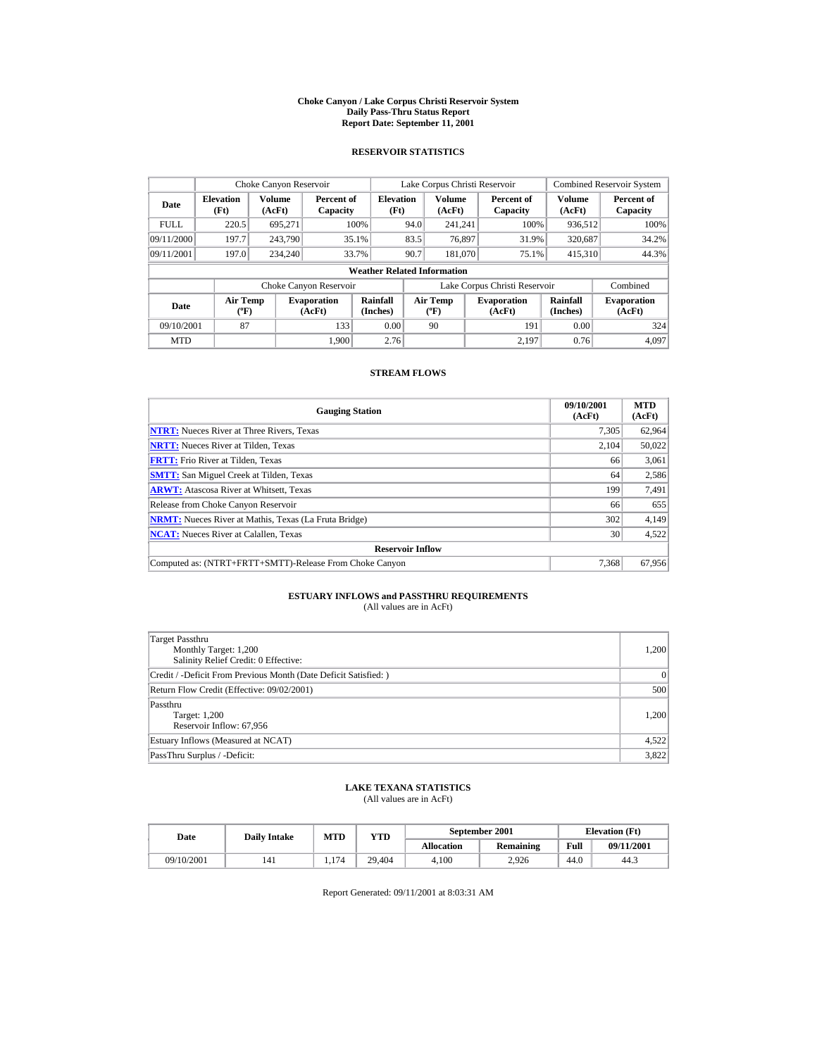# Choke Canyon / Lake Corpus Christi Reservoir System
## Daily Pass-Thru Status Report
## Report Date: September 11, 2001

### RESERVOIR STATISTICS

| Date | Choke Canyon Reservoir | | | Lake Corpus Christi Reservoir | | | Combined Reservoir System | |
|---|---|---|---|---|---|---|---|---|
| | Elevation (Ft) | Volume (AcFt) | Percent of Capacity | Elevation (Ft) | Volume (AcFt) | Percent of Capacity | Volume (AcFt) | Percent of Capacity |
| FULL | 220.5 | 695,271 | 100% | 94.0 | 241,241 | 100% | 936,512 | 100% |
| 09/11/2000 | 197.7 | 243,790 | 35.1% | 83.5 | 76,897 | 31.9% | 320,687 | 34.2% |
| 09/11/2001 | 197.0 | 234,240 | 33.7% | 90.7 | 181,070 | 75.1% | 415,310 | 44.3% |

**Weather Related Information**

| Date | Choke Canyon Reservoir | | | Lake Corpus Christi Reservoir | | | Combined |
|---|---|---|---|---|---|---|---|
| | Air Temp (ºF) | Evaporation (AcFt) | Rainfall (Inches) | Air Temp (ºF) | Evaporation (AcFt) | Rainfall (Inches) | Evaporation (AcFt) |
| 09/10/2001 | 87 | 133 | 0.00 | 90 | 191 | 0.00 | 324 |
| MTD | | 1,900 | 2.76 | | 2,197 | 0.76 | 4,097 |

### STREAM FLOWS

| Gauging Station | 09/10/2001 (AcFt) | MTD (AcFt) |
|---|---|---|
| NTRT: Nueces River at Three Rivers, Texas | 7,305 | 62,964 |
| NRTT: Nueces River at Tilden, Texas | 2,104 | 50,022 |
| FRTT: Frio River at Tilden, Texas | 66 | 3,061 |
| SMTT: San Miguel Creek at Tilden, Texas | 64 | 2,586 |
| ARWT: Atascosa River at Whitsett, Texas | 199 | 7,491 |
| Release from Choke Canyon Reservoir | 66 | 655 |
| NRMT: Nueces River at Mathis, Texas (La Fruta Bridge) | 302 | 4,149 |
| NCAT: Nueces River at Calallen, Texas | 30 | 4,522 |
| **Reservoir Inflow** | | |
| Computed as: (NTRT+FRTT+SMTT)-Release From Choke Canyon | 7,368 | 67,956 |

### ESTUARY INFLOWS and PASSTHRU REQUIREMENTS
(All values are in AcFt)

| Item | Value |
|---|---|
| Target Passthru<br>Monthly Target: 1,200<br>Salinity Relief Credit: 0 Effective: | 1,200 |
| Credit / -Deficit From Previous Month (Date Deficit Satisfied: ) | 0 |
| Return Flow Credit (Effective: 09/02/2001) | 500 |
| Passthru<br>Target: 1,200<br>Reservoir Inflow: 67,956 | 1,200 |
| Estuary Inflows (Measured at NCAT) | 4,522 |
| PassThru Surplus / -Deficit: | 3,822 |

### LAKE TEXANA STATISTICS
(All values are in AcFt)

| Date | Daily Intake | MTD | YTD | September 2001 | | Elevation (Ft) | |
|---|---|---|---|---|---|---|---|
| | | | | Allocation | Remaining | Full | 09/11/2001 |
| 09/10/2001 | 141 | 1,174 | 29,404 | 4,100 | 2,926 | 44.0 | 44.3 |

Report Generated: 09/11/2001 at 8:03:31 AM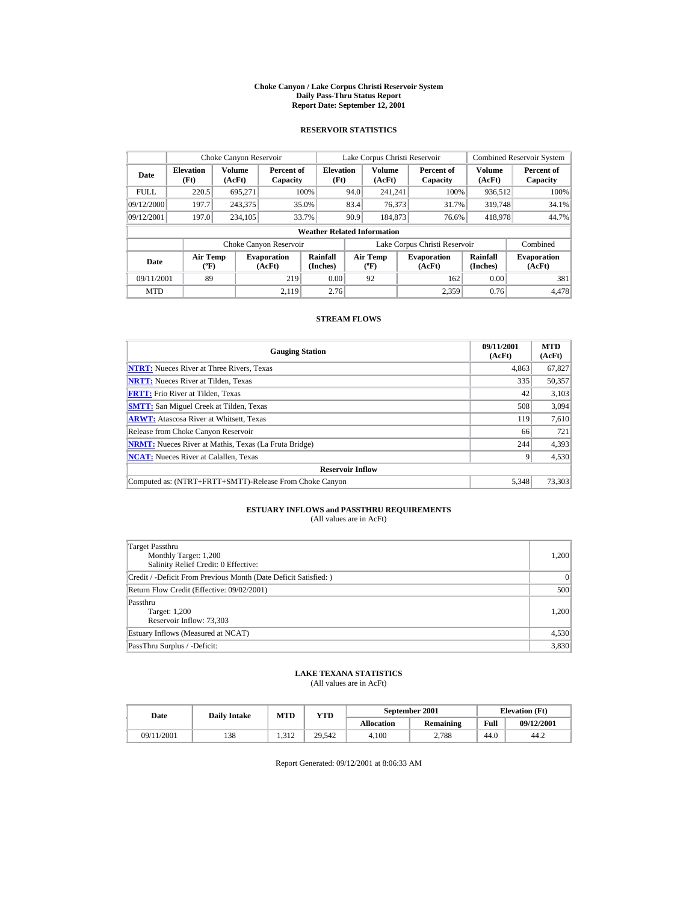# Choke Canyon / Lake Corpus Christi Reservoir System
## Daily Pass-Thru Status Report
## Report Date: September 12, 2001

### RESERVOIR STATISTICS

| Date | Choke Canyon Reservoir | | | Lake Corpus Christi Reservoir | | | Combined Reservoir System | |
|---|---|---|---|---|---|---|---|---|
| | Elevation (Ft) | Volume (AcFt) | Percent of Capacity | Elevation (Ft) | Volume (AcFt) | Percent of Capacity | Volume (AcFt) | Percent of Capacity |
| FULL | 220.5 | 695,271 | 100% | 94.0 | 241,241 | 100% | 936,512 | 100% |
| 09/12/2000 | 197.7 | 243,375 | 35.0% | 83.4 | 76,373 | 31.7% | 319,748 | 34.1% |
| 09/12/2001 | 197.0 | 234,105 | 33.7% | 90.9 | 184,873 | 76.6% | 418,978 | 44.7% |

**Weather Related Information**

| Date | Choke Canyon Reservoir | | | Lake Corpus Christi Reservoir | | | Combined |
|---|---|---|---|---|---|---|---|
| | Air Temp (ºF) | Evaporation (AcFt) | Rainfall (Inches) | Air Temp (ºF) | Evaporation (AcFt) | Rainfall (Inches) | Evaporation (AcFt) |
| 09/11/2001 | 89 | 219 | 0.00 | 92 | 162 | 0.00 | 381 |
| MTD | | 2,119 | 2.76 | | 2,359 | 0.76 | 4,478 |

### STREAM FLOWS

| Gauging Station | 09/11/2001 (AcFt) | MTD (AcFt) |
|---|---|---|
| NTRT: Nueces River at Three Rivers, Texas | 4,863 | 67,827 |
| NRTT: Nueces River at Tilden, Texas | 335 | 50,357 |
| FRTT: Frio River at Tilden, Texas | 42 | 3,103 |
| SMTT: San Miguel Creek at Tilden, Texas | 508 | 3,094 |
| ARWT: Atascosa River at Whitsett, Texas | 119 | 7,610 |
| Release from Choke Canyon Reservoir | 66 | 721 |
| NRMT: Nueces River at Mathis, Texas (La Fruta Bridge) | 244 | 4,393 |
| NCAT: Nueces River at Calallen, Texas | 9 | 4,530 |
| **Reservoir Inflow** | | |
| Computed as: (NTRT+FRTT+SMTT)-Release From Choke Canyon | 5,348 | 73,303 |

### ESTUARY INFLOWS and PASSTHRU REQUIREMENTS
(All values are in AcFt)

| | |
|---|---|
| Target Passthru<br>Monthly Target: 1,200<br>Salinity Relief Credit: 0 Effective: | 1,200 |
| Credit / -Deficit From Previous Month (Date Deficit Satisfied: ) | 0 |
| Return Flow Credit (Effective: 09/02/2001) | 500 |
| Passthru<br>Target: 1,200<br>Reservoir Inflow: 73,303 | 1,200 |
| Estuary Inflows (Measured at NCAT) | 4,530 |
| PassThru Surplus / -Deficit: | 3,830 |

### LAKE TEXANA STATISTICS
(All values are in AcFt)

| Date | Daily Intake | MTD | YTD | September 2001 | | Elevation (Ft) | |
|---|---|---|---|---|---|---|---|
| | | | | Allocation | Remaining | Full | 09/12/2001 |
| 09/11/2001 | 138 | 1,312 | 29,542 | 4,100 | 2,788 | 44.0 | 44.2 |

Report Generated: 09/12/2001 at 8:06:33 AM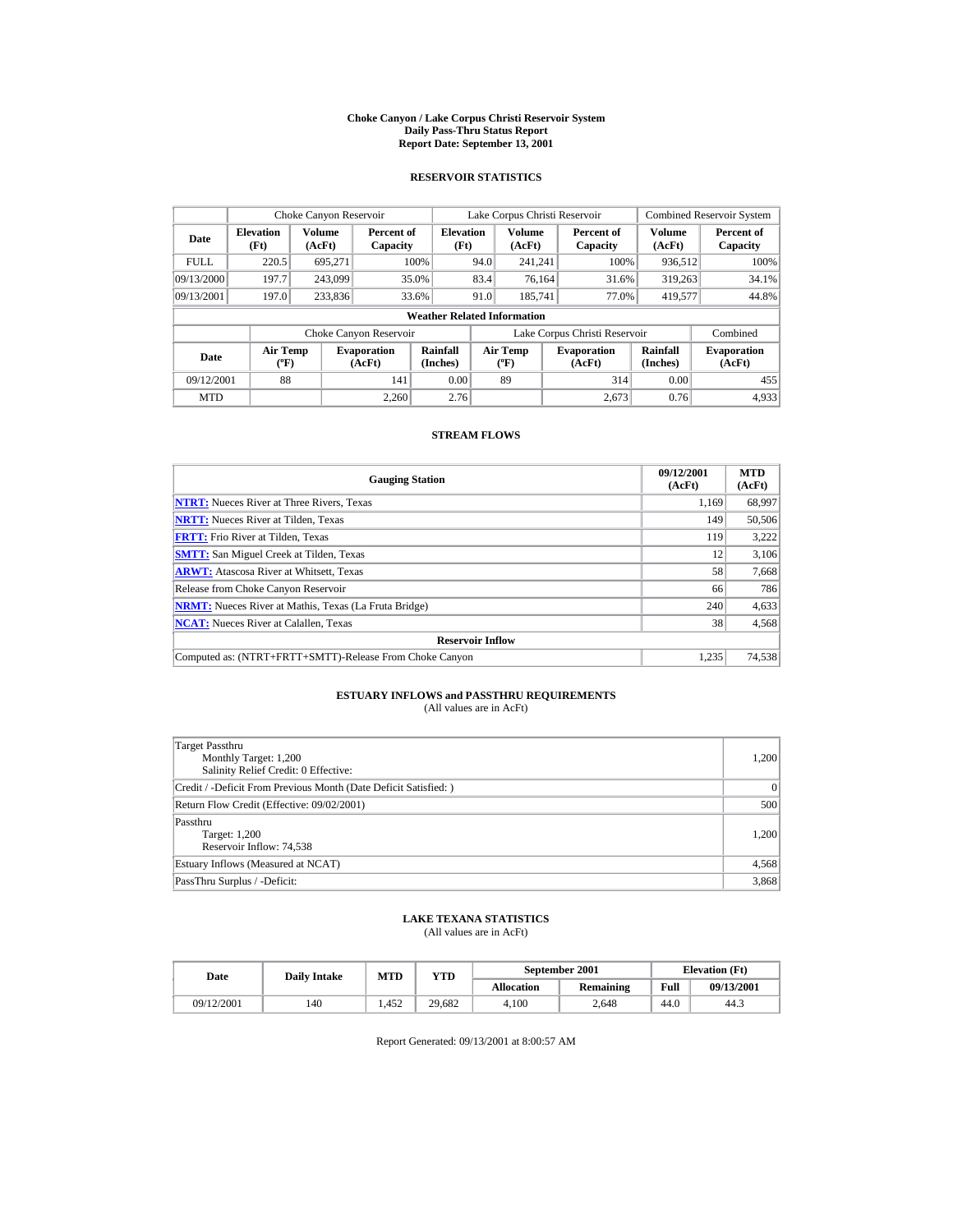# Choke Canyon / Lake Corpus Christi Reservoir System
## Daily Pass-Thru Status Report
## Report Date: September 13, 2001

### RESERVOIR STATISTICS

| Date | Choke Canyon Reservoir | | | Lake Corpus Christi Reservoir | | | Combined Reservoir System | |
|---|---|---|---|---|---|---|---|---|
| | Elevation (Ft) | Volume (AcFt) | Percent of Capacity | Elevation (Ft) | Volume (AcFt) | Percent of Capacity | Volume (AcFt) | Percent of Capacity |
| FULL | 220.5 | 695,271 | 100% | 94.0 | 241,241 | 100% | 936,512 | 100% |
| 09/13/2000 | 197.7 | 243,099 | 35.0% | 83.4 | 76,164 | 31.6% | 319,263 | 34.1% |
| 09/13/2001 | 197.0 | 233,836 | 33.6% | 91.0 | 185,741 | 77.0% | 419,577 | 44.8% |

**Weather Related Information**

| Date | Choke Canyon Reservoir | | | Lake Corpus Christi Reservoir | | | Combined |
|---|---|---|---|---|---|---|---|
| | Air Temp (ºF) | Evaporation (AcFt) | Rainfall (Inches) | Air Temp (ºF) | Evaporation (AcFt) | Rainfall (Inches) | Evaporation (AcFt) |
| 09/12/2001 | 88 | 141 | 0.00 | 89 | 314 | 0.00 | 455 |
| MTD | | 2,260 | 2.76 | | 2,673 | 0.76 | 4,933 |

### STREAM FLOWS

| Gauging Station | 09/12/2001 (AcFt) | MTD (AcFt) |
|---|---|---|
| NTRT: Nueces River at Three Rivers, Texas | 1,169 | 68,997 |
| NRTT: Nueces River at Tilden, Texas | 149 | 50,506 |
| FRTT: Frio River at Tilden, Texas | 119 | 3,222 |
| SMTT: San Miguel Creek at Tilden, Texas | 12 | 3,106 |
| ARWT: Atascosa River at Whitsett, Texas | 58 | 7,668 |
| Release from Choke Canyon Reservoir | 66 | 786 |
| NRMT: Nueces River at Mathis, Texas (La Fruta Bridge) | 240 | 4,633 |
| NCAT: Nueces River at Calallen, Texas | 38 | 4,568 |
| **Reservoir Inflow** | | |
| Computed as: (NTRT+FRTT+SMTT)-Release From Choke Canyon | 1,235 | 74,538 |

### ESTUARY INFLOWS and PASSTHRU REQUIREMENTS
(All values are in AcFt)

| | |
|---|---|
| Target Passthru<br>Monthly Target: 1,200<br>Salinity Relief Credit: 0 Effective: | 1,200 |
| Credit / -Deficit From Previous Month (Date Deficit Satisfied: ) | 0 |
| Return Flow Credit (Effective: 09/02/2001) | 500 |
| Passthru<br>Target: 1,200<br>Reservoir Inflow: 74,538 | 1,200 |
| Estuary Inflows (Measured at NCAT) | 4,568 |
| PassThru Surplus / -Deficit: | 3,868 |

### LAKE TEXANA STATISTICS
(All values are in AcFt)

| Date | Daily Intake | MTD | YTD | September 2001 | | Elevation (Ft) | |
|---|---|---|---|---|---|---|---|
| | | | | Allocation | Remaining | Full | 09/13/2001 |
| 09/12/2001 | 140 | 1,452 | 29,682 | 4,100 | 2,648 | 44.0 | 44.3 |

Report Generated: 09/13/2001 at 8:00:57 AM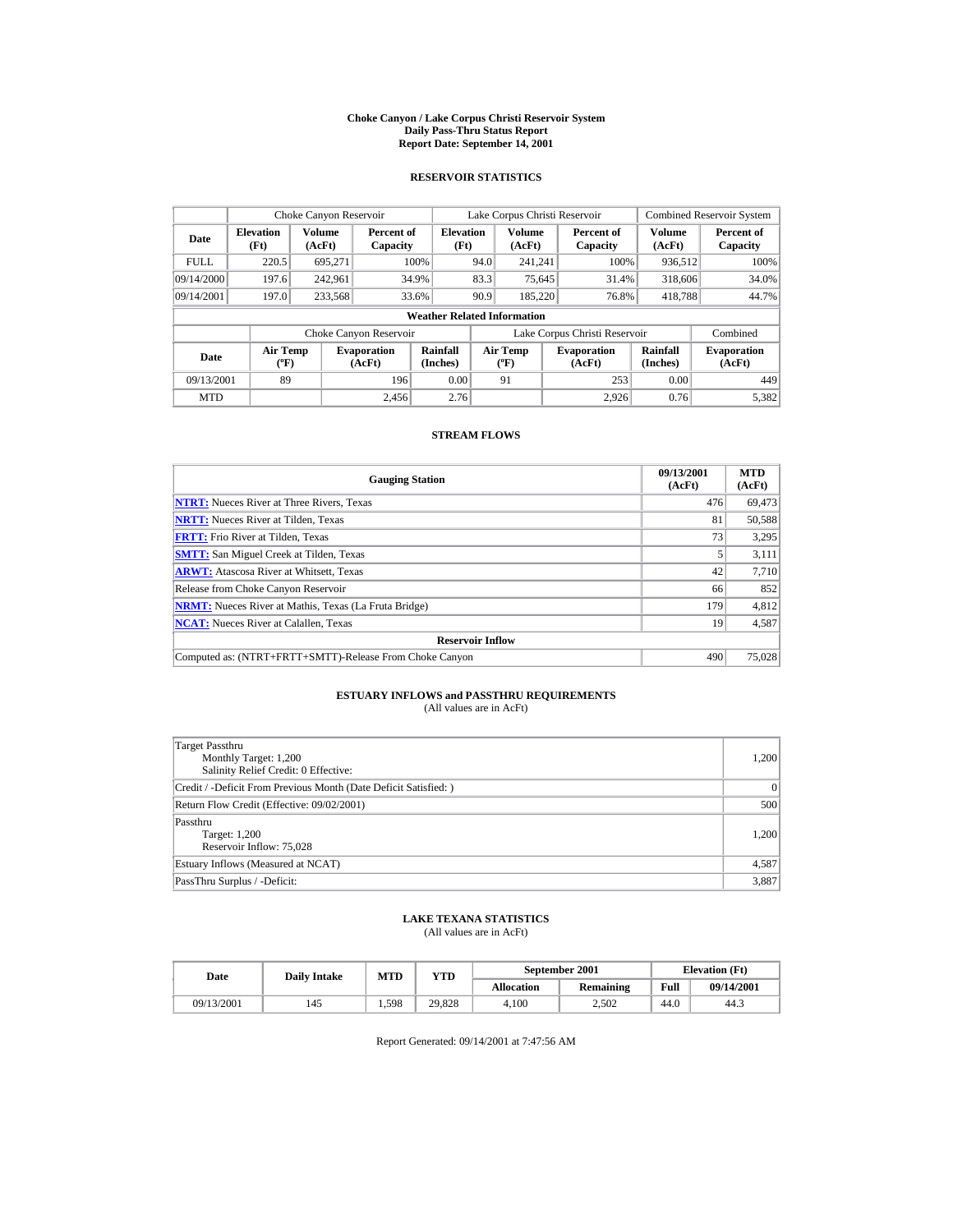# Choke Canyon / Lake Corpus Christi Reservoir System
## Daily Pass-Thru Status Report
## Report Date: September 14, 2001

### RESERVOIR STATISTICS

| | Choke Canyon Reservoir | | | Lake Corpus Christi Reservoir | | | Combined Reservoir System | |
|---|---|---|---|---|---|---|---|---|
| **Date** | **Elevation (Ft)** | **Volume (AcFt)** | **Percent of Capacity** | **Elevation (Ft)** | **Volume (AcFt)** | **Percent of Capacity** | **Volume (AcFt)** | **Percent of Capacity** |
| FULL | 220.5 | 695,271 | 100% | 94.0 | 241,241 | 100% | 936,512 | 100% |
| 09/14/2000 | 197.6 | 242,961 | 34.9% | 83.3 | 75,645 | 31.4% | 318,606 | 34.0% |
| 09/14/2001 | 197.0 | 233,568 | 33.6% | 90.9 | 185,220 | 76.8% | 418,788 | 44.7% |

**Weather Related Information**

| | Choke Canyon Reservoir | | | Lake Corpus Christi Reservoir | | | Combined |
|---|---|---|---|---|---|---|---|
| **Date** | **Air Temp (ºF)** | **Evaporation (AcFt)** | **Rainfall (Inches)** | **Air Temp (ºF)** | **Evaporation (AcFt)** | **Rainfall (Inches)** | **Evaporation (AcFt)** |
| 09/13/2001 | 89 | 196 | 0.00 | 91 | 253 | 0.00 | 449 |
| MTD | | 2,456 | 2.76 | | 2,926 | 0.76 | 5,382 |

### STREAM FLOWS

| Gauging Station | 09/13/2001 (AcFt) | MTD (AcFt) |
|---|---|---|
| **NTRT:** Nueces River at Three Rivers, Texas | 476 | 69,473 |
| **NRTT:** Nueces River at Tilden, Texas | 81 | 50,588 |
| **FRTT:** Frio River at Tilden, Texas | 73 | 3,295 |
| **SMTT:** San Miguel Creek at Tilden, Texas | 5 | 3,111 |
| **ARWT:** Atascosa River at Whitsett, Texas | 42 | 7,710 |
| Release from Choke Canyon Reservoir | 66 | 852 |
| **NRMT:** Nueces River at Mathis, Texas (La Fruta Bridge) | 179 | 4,812 |
| **NCAT:** Nueces River at Calallen, Texas | 19 | 4,587 |
| **Reservoir Inflow** | | |
| Computed as: (NTRT+FRTT+SMTT)-Release From Choke Canyon | 490 | 75,028 |

### ESTUARY INFLOWS and PASSTHRU REQUIREMENTS
(All values are in AcFt)

| | |
|---|---|
| Target Passthru<br>Monthly Target: 1,200<br>Salinity Relief Credit: 0 Effective: | 1,200 |
| Credit / -Deficit From Previous Month (Date Deficit Satisfied: ) | 0 |
| Return Flow Credit (Effective: 09/02/2001) | 500 |
| Passthru<br>Target: 1,200<br>Reservoir Inflow: 75,028 | 1,200 |
| Estuary Inflows (Measured at NCAT) | 4,587 |
| PassThru Surplus / -Deficit: | 3,887 |

### LAKE TEXANA STATISTICS
(All values are in AcFt)

| Date | Daily Intake | MTD | YTD | September 2001 | | Elevation (Ft) | |
|---|---|---|---|---|---|---|---|
| | | | | **Allocation** | **Remaining** | **Full** | **09/14/2001** |
| 09/13/2001 | 145 | 1,598 | 29,828 | 4,100 | 2,502 | 44.0 | 44.3 |

Report Generated: 09/14/2001 at 7:47:56 AM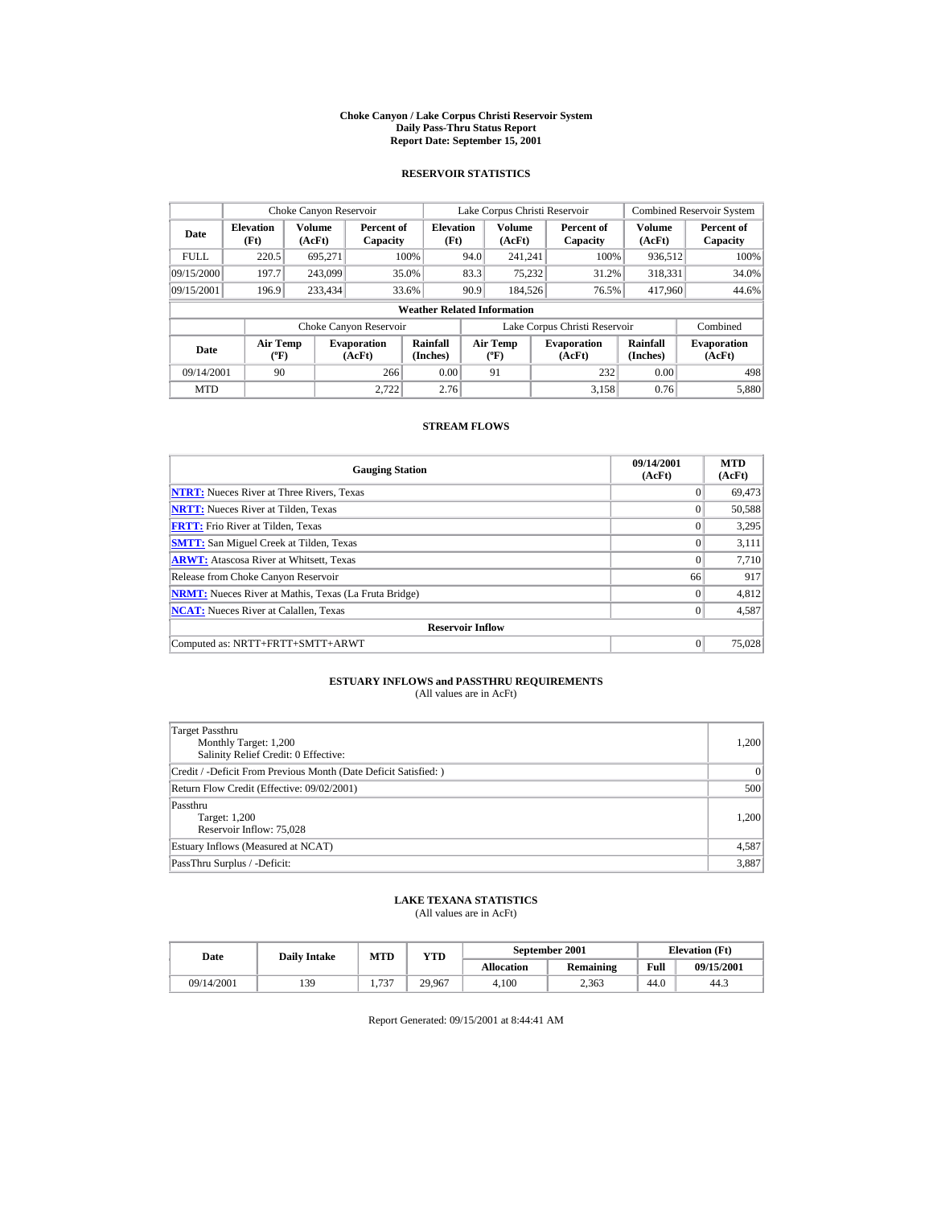**Choke Canyon / Lake Corpus Christi Reservoir System**
**Daily Pass-Thru Status Report**
**Report Date: September 15, 2001**

## RESERVOIR STATISTICS

| | Choke Canyon Reservoir | | | Lake Corpus Christi Reservoir | | | Combined Reservoir System | |
|---|---|---|---|---|---|---|---|---|
| **Date** | **Elevation (Ft)** | **Volume (AcFt)** | **Percent of Capacity** | **Elevation (Ft)** | **Volume (AcFt)** | **Percent of Capacity** | **Volume (AcFt)** | **Percent of Capacity** |
| FULL | 220.5 | 695,271 | 100% | 94.0 | 241,241 | 100% | 936,512 | 100% |
| 09/15/2000 | 197.7 | 243,099 | 35.0% | 83.3 | 75,232 | 31.2% | 318,331 | 34.0% |
| 09/15/2001 | 196.9 | 233,434 | 33.6% | 90.9 | 184,526 | 76.5% | 417,960 | 44.6% |

**Weather Related Information**

| | Choke Canyon Reservoir | | | Lake Corpus Christi Reservoir | | | Combined |
|---|---|---|---|---|---|---|---|
| **Date** | **Air Temp (ºF)** | **Evaporation (AcFt)** | **Rainfall (Inches)** | **Air Temp (ºF)** | **Evaporation (AcFt)** | **Rainfall (Inches)** | **Evaporation (AcFt)** |
| 09/14/2001 | 90 | 266 | 0.00 | 91 | 232 | 0.00 | 498 |
| MTD | | 2,722 | 2.76 | | 3,158 | 0.76 | 5,880 |

## STREAM FLOWS

| Gauging Station | 09/14/2001 (AcFt) | MTD (AcFt) |
|---|---|---|
| **NTRT:** Nueces River at Three Rivers, Texas | 0 | 69,473 |
| **NRTT:** Nueces River at Tilden, Texas | 0 | 50,588 |
| **FRTT:** Frio River at Tilden, Texas | 0 | 3,295 |
| **SMTT:** San Miguel Creek at Tilden, Texas | 0 | 3,111 |
| **ARWT:** Atascosa River at Whitsett, Texas | 0 | 7,710 |
| Release from Choke Canyon Reservoir | 66 | 917 |
| **NRMT:** Nueces River at Mathis, Texas (La Fruta Bridge) | 0 | 4,812 |
| **NCAT:** Nueces River at Calallen, Texas | 0 | 4,587 |
| **Reservoir Inflow** | | |
| Computed as: NRTT+FRTT+SMTT+ARWT | 0 | 75,028 |

## ESTUARY INFLOWS and PASSTHRU REQUIREMENTS
(All values are in AcFt)

| | |
|---|---|
| Target Passthru<br>Monthly Target: 1,200<br>Salinity Relief Credit: 0 Effective: | 1,200 |
| Credit / -Deficit From Previous Month (Date Deficit Satisfied: ) | 0 |
| Return Flow Credit (Effective: 09/02/2001) | 500 |
| Passthru<br>Target: 1,200<br>Reservoir Inflow: 75,028 | 1,200 |
| Estuary Inflows (Measured at NCAT) | 4,587 |
| PassThru Surplus / -Deficit: | 3,887 |

## LAKE TEXANA STATISTICS
(All values are in AcFt)

| Date | Daily Intake | MTD | YTD | September 2001 | | Elevation (Ft) | |
|---|---|---|---|---|---|---|---|
| | | | | **Allocation** | **Remaining** | **Full** | **09/15/2001** |
| 09/14/2001 | 139 | 1,737 | 29,967 | 4,100 | 2,363 | 44.0 | 44.3 |

Report Generated: 09/15/2001 at 8:44:41 AM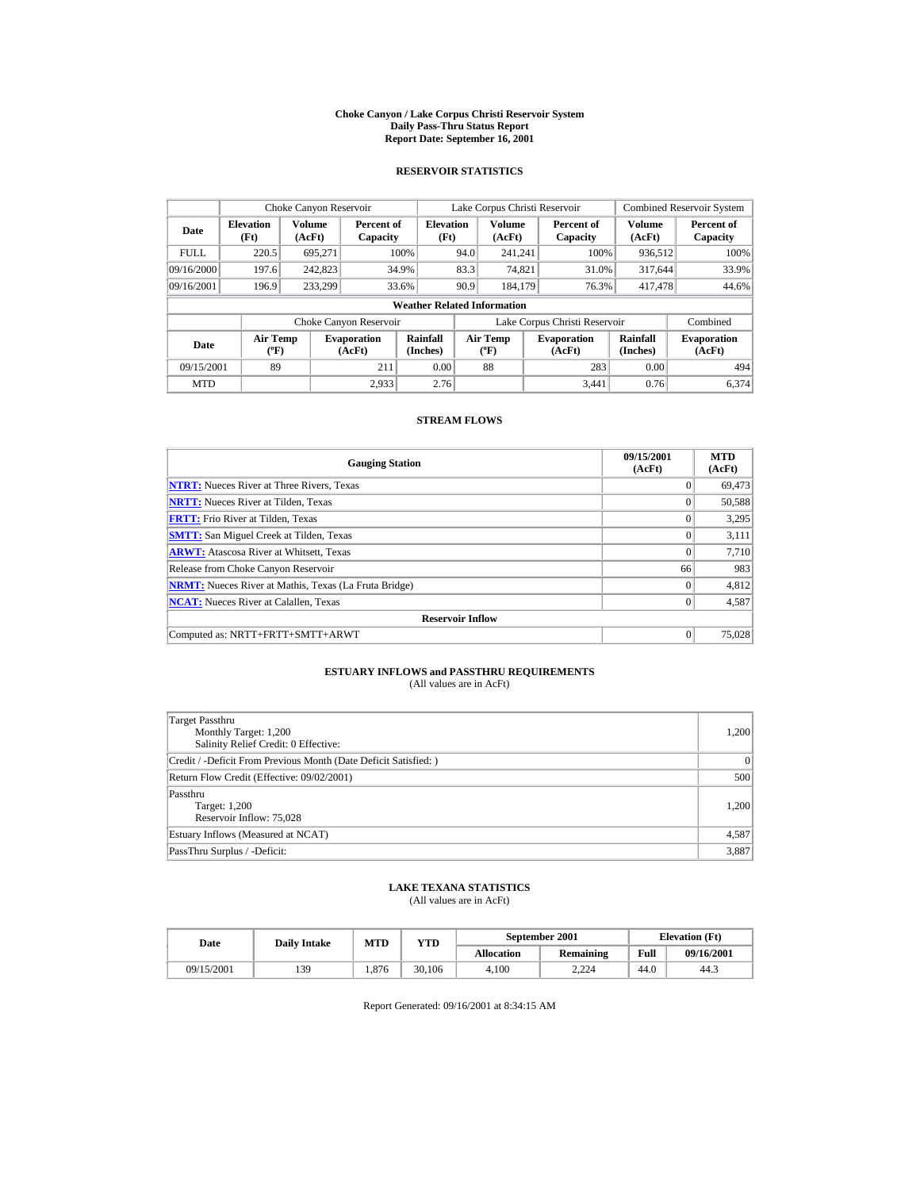# Choke Canyon / Lake Corpus Christi Reservoir System
## Daily Pass-Thru Status Report
### Report Date: September 16, 2001

## RESERVOIR STATISTICS

| Date | Choke Canyon Reservoir | | | Lake Corpus Christi Reservoir | | | Combined Reservoir System | |
|---|---|---|---|---|---|---|---|---|
| | Elevation (Ft) | Volume (AcFt) | Percent of Capacity | Elevation (Ft) | Volume (AcFt) | Percent of Capacity | Volume (AcFt) | Percent of Capacity |
| FULL | 220.5 | 695,271 | 100% | 94.0 | 241,241 | 100% | 936,512 | 100% |
| 09/16/2000 | 197.6 | 242,823 | 34.9% | 83.3 | 74,821 | 31.0% | 317,644 | 33.9% |
| 09/16/2001 | 196.9 | 233,299 | 33.6% | 90.9 | 184,179 | 76.3% | 417,478 | 44.6% |

**Weather Related Information**

| Date | Choke Canyon Reservoir | | | Lake Corpus Christi Reservoir | | | Combined |
|---|---|---|---|---|---|---|---|
| | Air Temp (ºF) | Evaporation (AcFt) | Rainfall (Inches) | Air Temp (ºF) | Evaporation (AcFt) | Rainfall (Inches) | Evaporation (AcFt) |
| 09/15/2001 | 89 | 211 | 0.00 | 88 | 283 | 0.00 | 494 |
| MTD | | 2,933 | 2.76 | | 3,441 | 0.76 | 6,374 |

## STREAM FLOWS

| Gauging Station | 09/15/2001 (AcFt) | MTD (AcFt) |
|---|---|---|
| **NTRT:** Nueces River at Three Rivers, Texas | 0 | 69,473 |
| **NRTT:** Nueces River at Tilden, Texas | 0 | 50,588 |
| **FRTT:** Frio River at Tilden, Texas | 0 | 3,295 |
| **SMTT:** San Miguel Creek at Tilden, Texas | 0 | 3,111 |
| **ARWT:** Atascosa River at Whitsett, Texas | 0 | 7,710 |
| Release from Choke Canyon Reservoir | 66 | 983 |
| **NRMT:** Nueces River at Mathis, Texas (La Fruta Bridge) | 0 | 4,812 |
| **NCAT:** Nueces River at Calallen, Texas | 0 | 4,587 |
| **Reservoir Inflow** | | |
| Computed as: NRTT+FRTT+SMTT+ARWT | 0 | 75,028 |

## ESTUARY INFLOWS and PASSTHRU REQUIREMENTS
(All values are in AcFt)

| | |
|---|---|
| Target Passthru<br>Monthly Target: 1,200<br>Salinity Relief Credit: 0 Effective: | 1,200 |
| Credit / -Deficit From Previous Month (Date Deficit Satisfied: ) | 0 |
| Return Flow Credit (Effective: 09/02/2001) | 500 |
| Passthru<br>Target: 1,200<br>Reservoir Inflow: 75,028 | 1,200 |
| Estuary Inflows (Measured at NCAT) | 4,587 |
| PassThru Surplus / -Deficit: | 3,887 |

## LAKE TEXANA STATISTICS
(All values are in AcFt)

| Date | Daily Intake | MTD | YTD | September 2001 | | Elevation (Ft) | |
|---|---|---|---|---|---|---|---|
| | | | | Allocation | Remaining | Full | 09/16/2001 |
| 09/15/2001 | 139 | 1,876 | 30,106 | 4,100 | 2,224 | 44.0 | 44.3 |

Report Generated: 09/16/2001 at 8:34:15 AM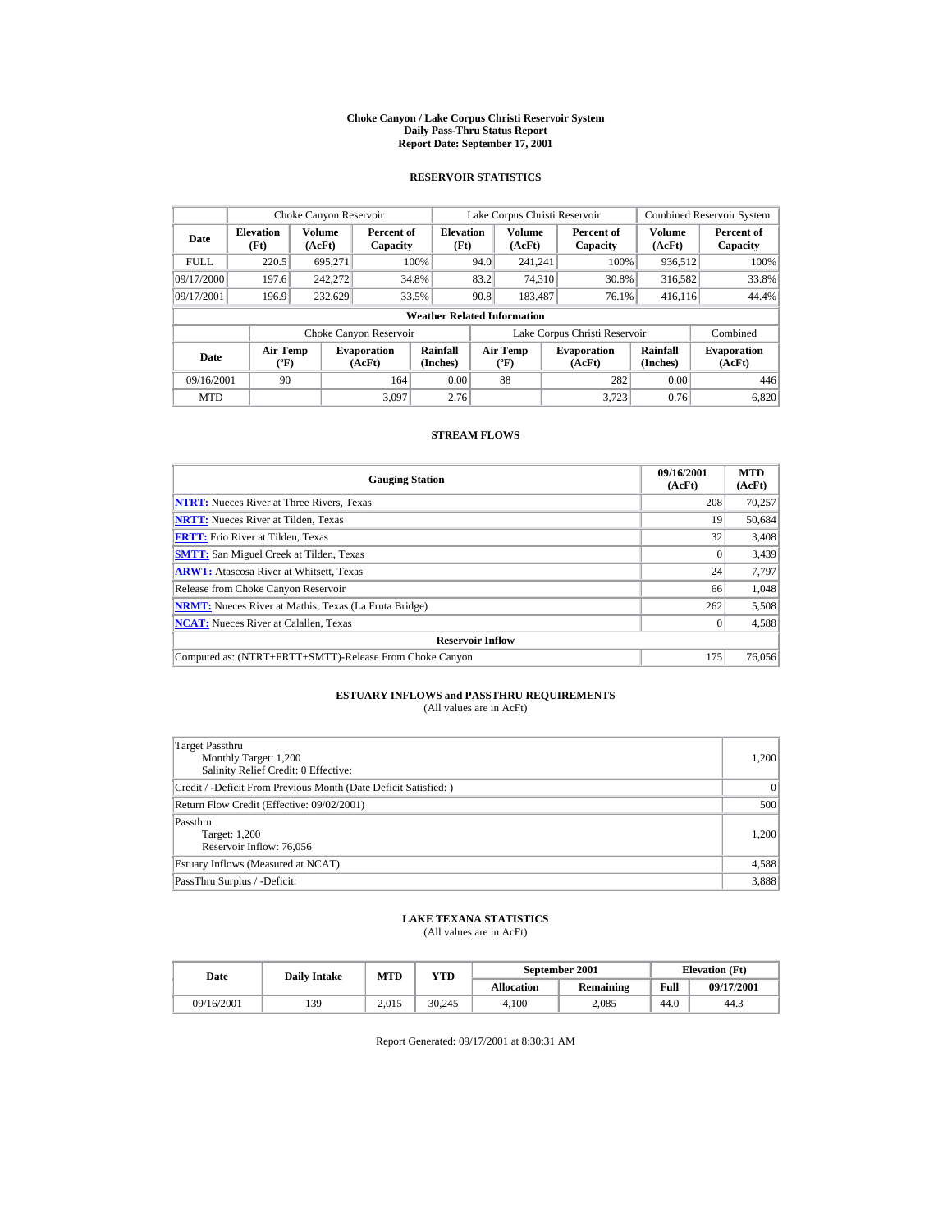# Choke Canyon / Lake Corpus Christi Reservoir System
## Daily Pass-Thru Status Report
## Report Date: September 17, 2001

### RESERVOIR STATISTICS

| | Choke Canyon Reservoir | | | Lake Corpus Christi Reservoir | | | Combined Reservoir System | |
|---|---|---|---|---|---|---|---|---|
| Date | Elevation (Ft) | Volume (AcFt) | Percent of Capacity | Elevation (Ft) | Volume (AcFt) | Percent of Capacity | Volume (AcFt) | Percent of Capacity |
| FULL | 220.5 | 695,271 | 100% | 94.0 | 241,241 | 100% | 936,512 | 100% |
| 09/17/2000 | 197.6 | 242,272 | 34.8% | 83.2 | 74,310 | 30.8% | 316,582 | 33.8% |
| 09/17/2001 | 196.9 | 232,629 | 33.5% | 90.8 | 183,487 | 76.1% | 416,116 | 44.4% |

**Weather Related Information**

| | Choke Canyon Reservoir | | | Lake Corpus Christi Reservoir | | | Combined |
|---|---|---|---|---|---|---|---|
| Date | Air Temp (ºF) | Evaporation (AcFt) | Rainfall (Inches) | Air Temp (ºF) | Evaporation (AcFt) | Rainfall (Inches) | Evaporation (AcFt) |
| 09/16/2001 | 90 | 164 | 0.00 | 88 | 282 | 0.00 | 446 |
| MTD | | 3,097 | 2.76 | | 3,723 | 0.76 | 6,820 |

### STREAM FLOWS

| Gauging Station | 09/16/2001 (AcFt) | MTD (AcFt) |
|---|---|---|
| NTRT: Nueces River at Three Rivers, Texas | 208 | 70,257 |
| NRTT: Nueces River at Tilden, Texas | 19 | 50,684 |
| FRTT: Frio River at Tilden, Texas | 32 | 3,408 |
| SMTT: San Miguel Creek at Tilden, Texas | 0 | 3,439 |
| ARWT: Atascosa River at Whitsett, Texas | 24 | 7,797 |
| Release from Choke Canyon Reservoir | 66 | 1,048 |
| NRMT: Nueces River at Mathis, Texas (La Fruta Bridge) | 262 | 5,508 |
| NCAT: Nueces River at Calallen, Texas | 0 | 4,588 |
| **Reservoir Inflow** | | |
| Computed as: (NTRT+FRTT+SMTT)-Release From Choke Canyon | 175 | 76,056 |

### ESTUARY INFLOWS and PASSTHRU REQUIREMENTS
(All values are in AcFt)

| | |
|---|---|
| Target Passthru<br>Monthly Target: 1,200<br>Salinity Relief Credit: 0 Effective: | 1,200 |
| Credit / -Deficit From Previous Month (Date Deficit Satisfied: ) | 0 |
| Return Flow Credit (Effective: 09/02/2001) | 500 |
| Passthru<br>Target: 1,200<br>Reservoir Inflow: 76,056 | 1,200 |
| Estuary Inflows (Measured at NCAT) | 4,588 |
| PassThru Surplus / -Deficit: | 3,888 |

### LAKE TEXANA STATISTICS
(All values are in AcFt)

| Date | Daily Intake | MTD | YTD | September 2001 | | Elevation (Ft) | |
|---|---|---|---|---|---|---|---|
| | | | | Allocation | Remaining | Full | 09/17/2001 |
| 09/16/2001 | 139 | 2,015 | 30,245 | 4,100 | 2,085 | 44.0 | 44.3 |

Report Generated: 09/17/2001 at 8:30:31 AM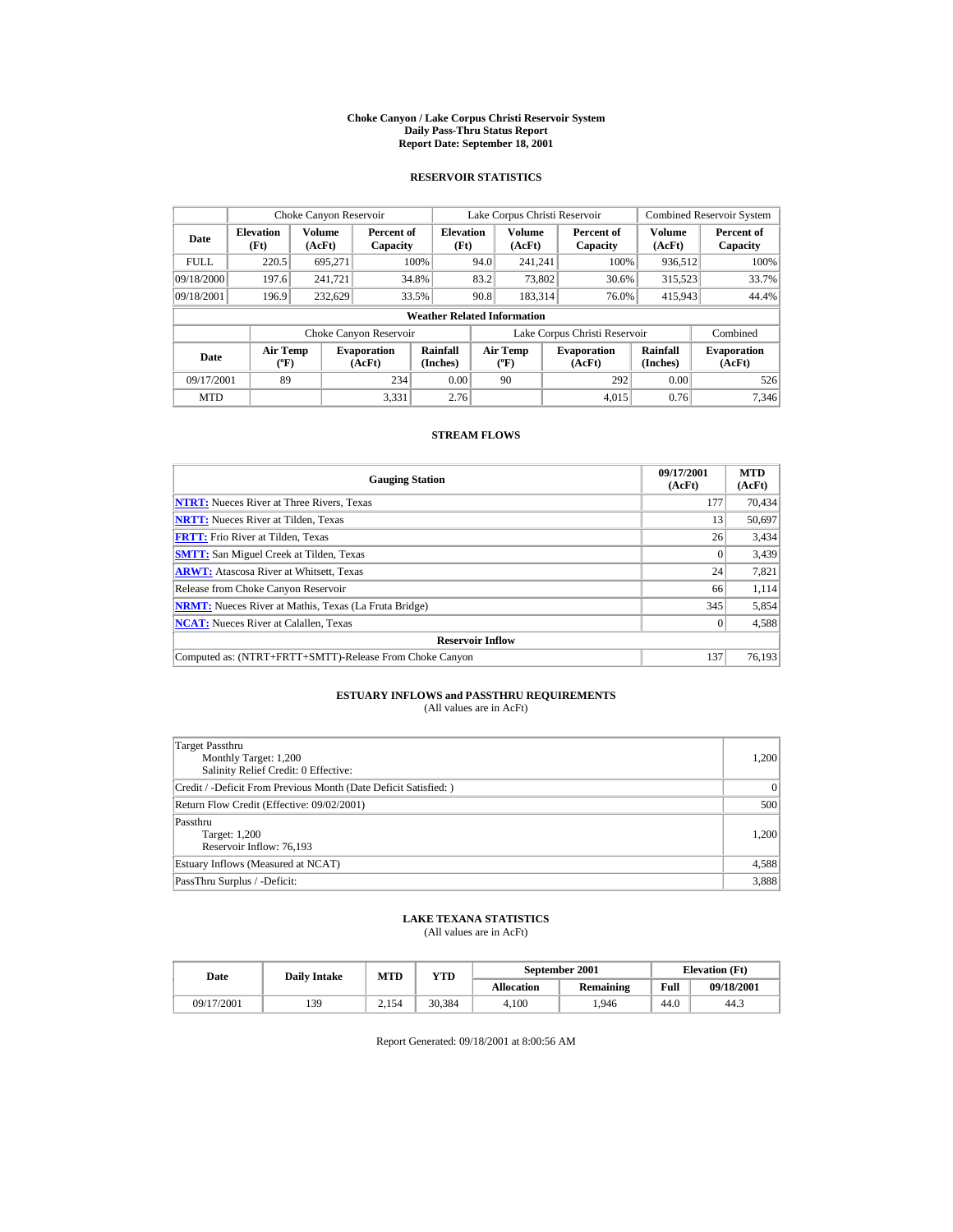# Choke Canyon / Lake Corpus Christi Reservoir System
## Daily Pass-Thru Status Report
## Report Date: September 18, 2001

### RESERVOIR STATISTICS

| Date | Choke Canyon Reservoir | | | Lake Corpus Christi Reservoir | | | Combined Reservoir System | |
|---|---|---|---|---|---|---|---|---|
| | Elevation (Ft) | Volume (AcFt) | Percent of Capacity | Elevation (Ft) | Volume (AcFt) | Percent of Capacity | Volume (AcFt) | Percent of Capacity |
| FULL | 220.5 | 695,271 | 100% | 94.0 | 241,241 | 100% | 936,512 | 100% |
| 09/18/2000 | 197.6 | 241,721 | 34.8% | 83.2 | 73,802 | 30.6% | 315,523 | 33.7% |
| 09/18/2001 | 196.9 | 232,629 | 33.5% | 90.8 | 183,314 | 76.0% | 415,943 | 44.4% |

**Weather Related Information**

| Date | Choke Canyon Reservoir | | | Lake Corpus Christi Reservoir | | | Combined |
|---|---|---|---|---|---|---|---|
| | Air Temp (ºF) | Evaporation (AcFt) | Rainfall (Inches) | Air Temp (ºF) | Evaporation (AcFt) | Rainfall (Inches) | Evaporation (AcFt) |
| 09/17/2001 | 89 | 234 | 0.00 | 90 | 292 | 0.00 | 526 |
| MTD | | 3,331 | 2.76 | | 4,015 | 0.76 | 7,346 |

### STREAM FLOWS

| Gauging Station | 09/17/2001 (AcFt) | MTD (AcFt) |
|---|---|---|
| NTRT: Nueces River at Three Rivers, Texas | 177 | 70,434 |
| NRTT: Nueces River at Tilden, Texas | 13 | 50,697 |
| FRTT: Frio River at Tilden, Texas | 26 | 3,434 |
| SMTT: San Miguel Creek at Tilden, Texas | 0 | 3,439 |
| ARWT: Atascosa River at Whitsett, Texas | 24 | 7,821 |
| Release from Choke Canyon Reservoir | 66 | 1,114 |
| NRMT: Nueces River at Mathis, Texas (La Fruta Bridge) | 345 | 5,854 |
| NCAT: Nueces River at Calallen, Texas | 0 | 4,588 |
| **Reservoir Inflow** | | |
| Computed as: (NTRT+FRTT+SMTT)-Release From Choke Canyon | 137 | 76,193 |

### ESTUARY INFLOWS and PASSTHRU REQUIREMENTS
(All values are in AcFt)

| | |
|---|---|
| Target Passthru<br>Monthly Target: 1,200<br>Salinity Relief Credit: 0 Effective: | 1,200 |
| Credit / -Deficit From Previous Month (Date Deficit Satisfied: ) | 0 |
| Return Flow Credit (Effective: 09/02/2001) | 500 |
| Passthru<br>Target: 1,200<br>Reservoir Inflow: 76,193 | 1,200 |
| Estuary Inflows (Measured at NCAT) | 4,588 |
| PassThru Surplus / -Deficit: | 3,888 |

### LAKE TEXANA STATISTICS
(All values are in AcFt)

| Date | Daily Intake | MTD | YTD | September 2001 | | Elevation (Ft) | |
|---|---|---|---|---|---|---|---|
| | | | | Allocation | Remaining | Full | 09/18/2001 |
| 09/17/2001 | 139 | 2,154 | 30,384 | 4,100 | 1,946 | 44.0 | 44.3 |

Report Generated: 09/18/2001 at 8:00:56 AM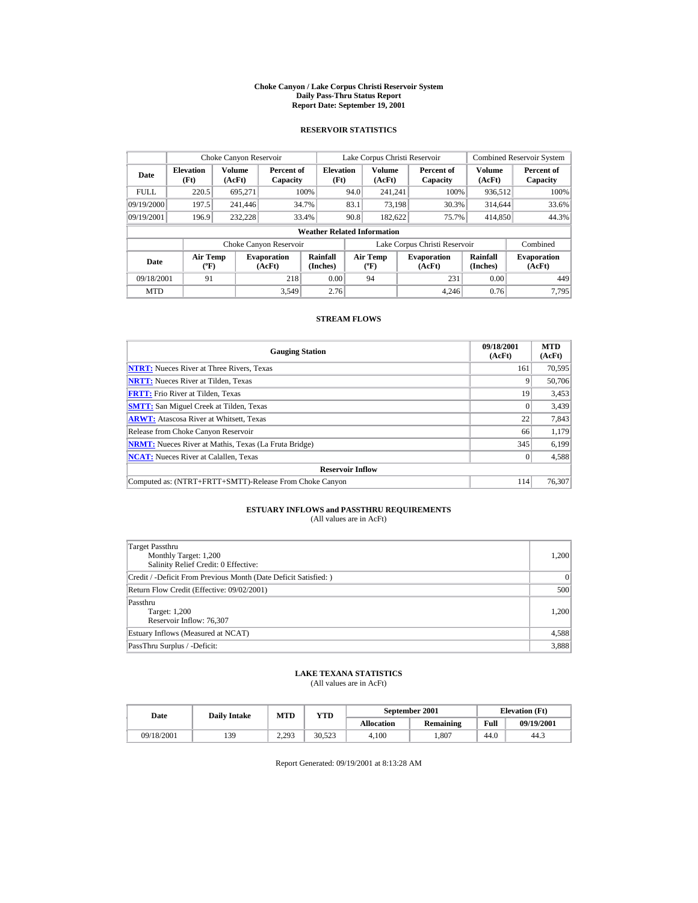# Choke Canyon / Lake Corpus Christi Reservoir System
## Daily Pass-Thru Status Report
## Report Date: September 19, 2001

### RESERVOIR STATISTICS

| Date | Choke Canyon Reservoir | | | Lake Corpus Christi Reservoir | | | Combined Reservoir System | |
|---|---|---|---|---|---|---|---|---|
| | Elevation (Ft) | Volume (AcFt) | Percent of Capacity | Elevation (Ft) | Volume (AcFt) | Percent of Capacity | Volume (AcFt) | Percent of Capacity |
| FULL | 220.5 | 695,271 | 100% | 94.0 | 241,241 | 100% | 936,512 | 100% |
| 09/19/2000 | 197.5 | 241,446 | 34.7% | 83.1 | 73,198 | 30.3% | 314,644 | 33.6% |
| 09/19/2001 | 196.9 | 232,228 | 33.4% | 90.8 | 182,622 | 75.7% | 414,850 | 44.3% |

**Weather Related Information**

| Date | Choke Canyon Reservoir | | | Lake Corpus Christi Reservoir | | | Combined |
|---|---|---|---|---|---|---|---|
| | Air Temp (ºF) | Evaporation (AcFt) | Rainfall (Inches) | Air Temp (ºF) | Evaporation (AcFt) | Rainfall (Inches) | Evaporation (AcFt) |
| 09/18/2001 | 91 | 218 | 0.00 | 94 | 231 | 0.00 | 449 |
| MTD | | 3,549 | 2.76 | | 4,246 | 0.76 | 7,795 |

### STREAM FLOWS

| Gauging Station | 09/18/2001 (AcFt) | MTD (AcFt) |
|---|---|---|
| NTRT: Nueces River at Three Rivers, Texas | 161 | 70,595 |
| NRTT: Nueces River at Tilden, Texas | 9 | 50,706 |
| FRTT: Frio River at Tilden, Texas | 19 | 3,453 |
| SMTT: San Miguel Creek at Tilden, Texas | 0 | 3,439 |
| ARWT: Atascosa River at Whitsett, Texas | 22 | 7,843 |
| Release from Choke Canyon Reservoir | 66 | 1,179 |
| NRMT: Nueces River at Mathis, Texas (La Fruta Bridge) | 345 | 6,199 |
| NCAT: Nueces River at Calallen, Texas | 0 | 4,588 |
| **Reservoir Inflow** | | |
| Computed as: (NTRT+FRTT+SMTT)-Release From Choke Canyon | 114 | 76,307 |

### ESTUARY INFLOWS and PASSTHRU REQUIREMENTS
(All values are in AcFt)

| | |
|---|---|
| Target Passthru<br>Monthly Target: 1,200<br>Salinity Relief Credit: 0 Effective: | 1,200 |
| Credit / -Deficit From Previous Month (Date Deficit Satisfied: ) | 0 |
| Return Flow Credit (Effective: 09/02/2001) | 500 |
| Passthru<br>Target: 1,200<br>Reservoir Inflow: 76,307 | 1,200 |
| Estuary Inflows (Measured at NCAT) | 4,588 |
| PassThru Surplus / -Deficit: | 3,888 |

### LAKE TEXANA STATISTICS
(All values are in AcFt)

| Date | Daily Intake | MTD | YTD | September 2001 | | Elevation (Ft) | |
|---|---|---|---|---|---|---|---|
| | | | | Allocation | Remaining | Full | 09/19/2001 |
| 09/18/2001 | 139 | 2,293 | 30,523 | 4,100 | 1,807 | 44.0 | 44.3 |

Report Generated: 09/19/2001 at 8:13:28 AM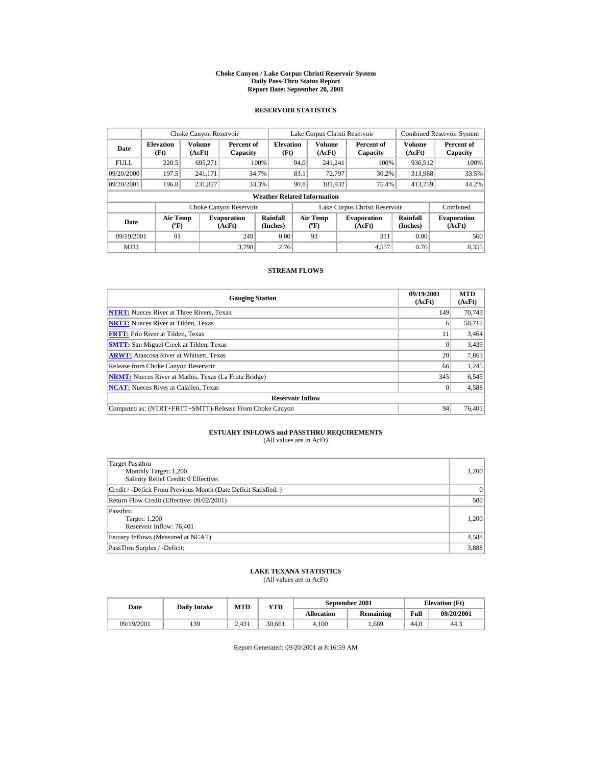# Choke Canyon / Lake Corpus Christi Reservoir System
## Daily Pass-Thru Status Report
## Report Date: September 20, 2001

### RESERVOIR STATISTICS

| Date | Choke Canyon Reservoir | | | Lake Corpus Christi Reservoir | | | Combined Reservoir System | |
|---|---|---|---|---|---|---|---|---|
| | Elevation (Ft) | Volume (AcFt) | Percent of Capacity | Elevation (Ft) | Volume (AcFt) | Percent of Capacity | Volume (AcFt) | Percent of Capacity |
| FULL | 220.5 | 695,271 | 100% | 94.0 | 241,241 | 100% | 936,512 | 100% |
| 09/20/2000 | 197.5 | 241,171 | 34.7% | 83.1 | 72,797 | 30.2% | 313,968 | 33.5% |
| 09/20/2001 | 196.8 | 231,827 | 33.3% | 90.8 | 181,932 | 75.4% | 413,759 | 44.2% |

**Weather Related Information**

| Date | Choke Canyon Reservoir | | | Lake Corpus Christi Reservoir | | | Combined |
|---|---|---|---|---|---|---|---|
| | Air Temp (ºF) | Evaporation (AcFt) | Rainfall (Inches) | Air Temp (ºF) | Evaporation (AcFt) | Rainfall (Inches) | Evaporation (AcFt) |
| 09/19/2001 | 91 | 249 | 0.00 | 93 | 311 | 0.00 | 560 |
| MTD | | 3,798 | 2.76 | | 4,557 | 0.76 | 8,355 |

### STREAM FLOWS

| Gauging Station | 09/19/2001 (AcFt) | MTD (AcFt) |
|---|---|---|
| NTRT: Nueces River at Three Rivers, Texas | 149 | 70,743 |
| NRTT: Nueces River at Tilden, Texas | 6 | 50,712 |
| FRTT: Frio River at Tilden, Texas | 11 | 3,464 |
| SMTT: San Miguel Creek at Tilden, Texas | 0 | 3,439 |
| ARWT: Atascosa River at Whitsett, Texas | 20 | 7,863 |
| Release from Choke Canyon Reservoir | 66 | 1,245 |
| NRMT: Nueces River at Mathis, Texas (La Fruta Bridge) | 345 | 6,545 |
| NCAT: Nueces River at Calallen, Texas | 0 | 4,588 |
| **Reservoir Inflow** | | |
| Computed as: (NTRT+FRTT+SMTT)-Release From Choke Canyon | 94 | 76,401 |

### ESTUARY INFLOWS and PASSTHRU REQUIREMENTS
(All values are in AcFt)

| | |
|---|---|
| Target Passthru<br>Monthly Target: 1,200<br>Salinity Relief Credit: 0 Effective: | 1,200 |
| Credit / -Deficit From Previous Month (Date Deficit Satisfied: ) | 0 |
| Return Flow Credit (Effective: 09/02/2001) | 500 |
| Passthru<br>Target: 1,200<br>Reservoir Inflow: 76,401 | 1,200 |
| Estuary Inflows (Measured at NCAT) | 4,588 |
| PassThru Surplus / -Deficit: | 3,888 |

### LAKE TEXANA STATISTICS
(All values are in AcFt)

| Date | Daily Intake | MTD | YTD | September 2001 | | Elevation (Ft) | |
|---|---|---|---|---|---|---|---|
| | | | | Allocation | Remaining | Full | 09/20/2001 |
| 09/19/2001 | 139 | 2,431 | 30,661 | 4,100 | 1,669 | 44.0 | 44.3 |

Report Generated: 09/20/2001 at 8:16:59 AM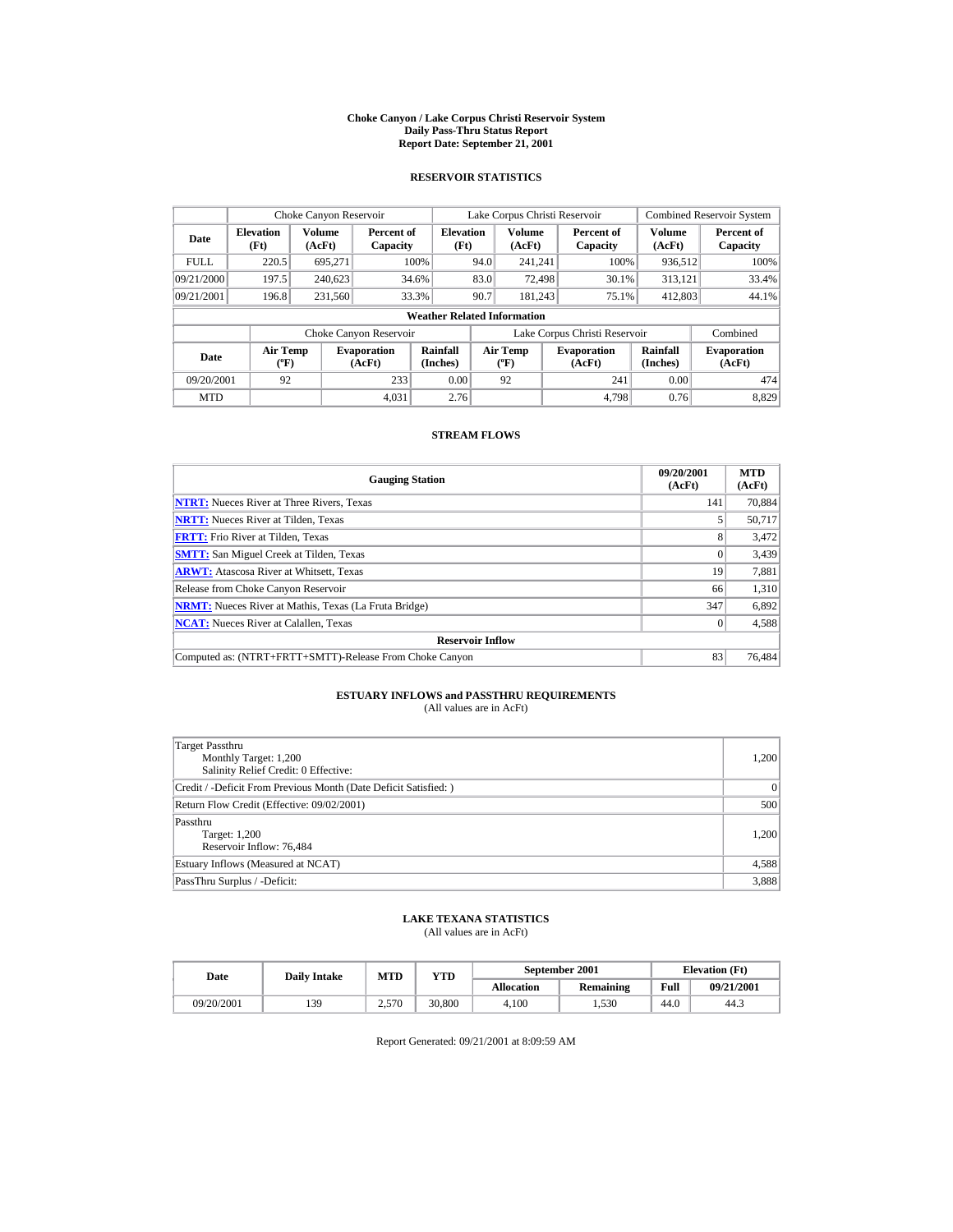# Choke Canyon / Lake Corpus Christi Reservoir System
## Daily Pass-Thru Status Report
## Report Date: September 21, 2001

### RESERVOIR STATISTICS

| Date | Choke Canyon Reservoir | | | Lake Corpus Christi Reservoir | | | Combined Reservoir System | |
|---|---|---|---|---|---|---|---|---|
| | Elevation (Ft) | Volume (AcFt) | Percent of Capacity | Elevation (Ft) | Volume (AcFt) | Percent of Capacity | Volume (AcFt) | Percent of Capacity |
| FULL | 220.5 | 695,271 | 100% | 94.0 | 241,241 | 100% | 936,512 | 100% |
| 09/21/2000 | 197.5 | 240,623 | 34.6% | 83.0 | 72,498 | 30.1% | 313,121 | 33.4% |
| 09/21/2001 | 196.8 | 231,560 | 33.3% | 90.7 | 181,243 | 75.1% | 412,803 | 44.1% |

**Weather Related Information**

| Date | Choke Canyon Reservoir | | | Lake Corpus Christi Reservoir | | | Combined |
|---|---|---|---|---|---|---|---|
| | Air Temp (ºF) | Evaporation (AcFt) | Rainfall (Inches) | Air Temp (ºF) | Evaporation (AcFt) | Rainfall (Inches) | Evaporation (AcFt) |
| 09/20/2001 | 92 | 233 | 0.00 | 92 | 241 | 0.00 | 474 |
| MTD | | 4,031 | 2.76 | | 4,798 | 0.76 | 8,829 |

### STREAM FLOWS

| Gauging Station | 09/20/2001 (AcFt) | MTD (AcFt) |
|---|---|---|
| **NTRT:** Nueces River at Three Rivers, Texas | 141 | 70,884 |
| **NRTT:** Nueces River at Tilden, Texas | 5 | 50,717 |
| **FRTT:** Frio River at Tilden, Texas | 8 | 3,472 |
| **SMTT:** San Miguel Creek at Tilden, Texas | 0 | 3,439 |
| **ARWT:** Atascosa River at Whitsett, Texas | 19 | 7,881 |
| Release from Choke Canyon Reservoir | 66 | 1,310 |
| **NRMT:** Nueces River at Mathis, Texas (La Fruta Bridge) | 347 | 6,892 |
| **NCAT:** Nueces River at Calallen, Texas | 0 | 4,588 |
| **Reservoir Inflow** | | |
| Computed as: (NTRT+FRTT+SMTT)-Release From Choke Canyon | 83 | 76,484 |

### ESTUARY INFLOWS and PASSTHRU REQUIREMENTS
(All values are in AcFt)

| | |
|---|---|
| Target Passthru<br>Monthly Target: 1,200<br>Salinity Relief Credit: 0 Effective: | 1,200 |
| Credit / -Deficit From Previous Month (Date Deficit Satisfied: ) | 0 |
| Return Flow Credit (Effective: 09/02/2001) | 500 |
| Passthru<br>Target: 1,200<br>Reservoir Inflow: 76,484 | 1,200 |
| Estuary Inflows (Measured at NCAT) | 4,588 |
| PassThru Surplus / -Deficit: | 3,888 |

### LAKE TEXANA STATISTICS
(All values are in AcFt)

| Date | Daily Intake | MTD | YTD | September 2001 | | Elevation (Ft) | |
|---|---|---|---|---|---|---|---|
| | | | | Allocation | Remaining | Full | 09/21/2001 |
| 09/20/2001 | 139 | 2,570 | 30,800 | 4,100 | 1,530 | 44.0 | 44.3 |

Report Generated: 09/21/2001 at 8:09:59 AM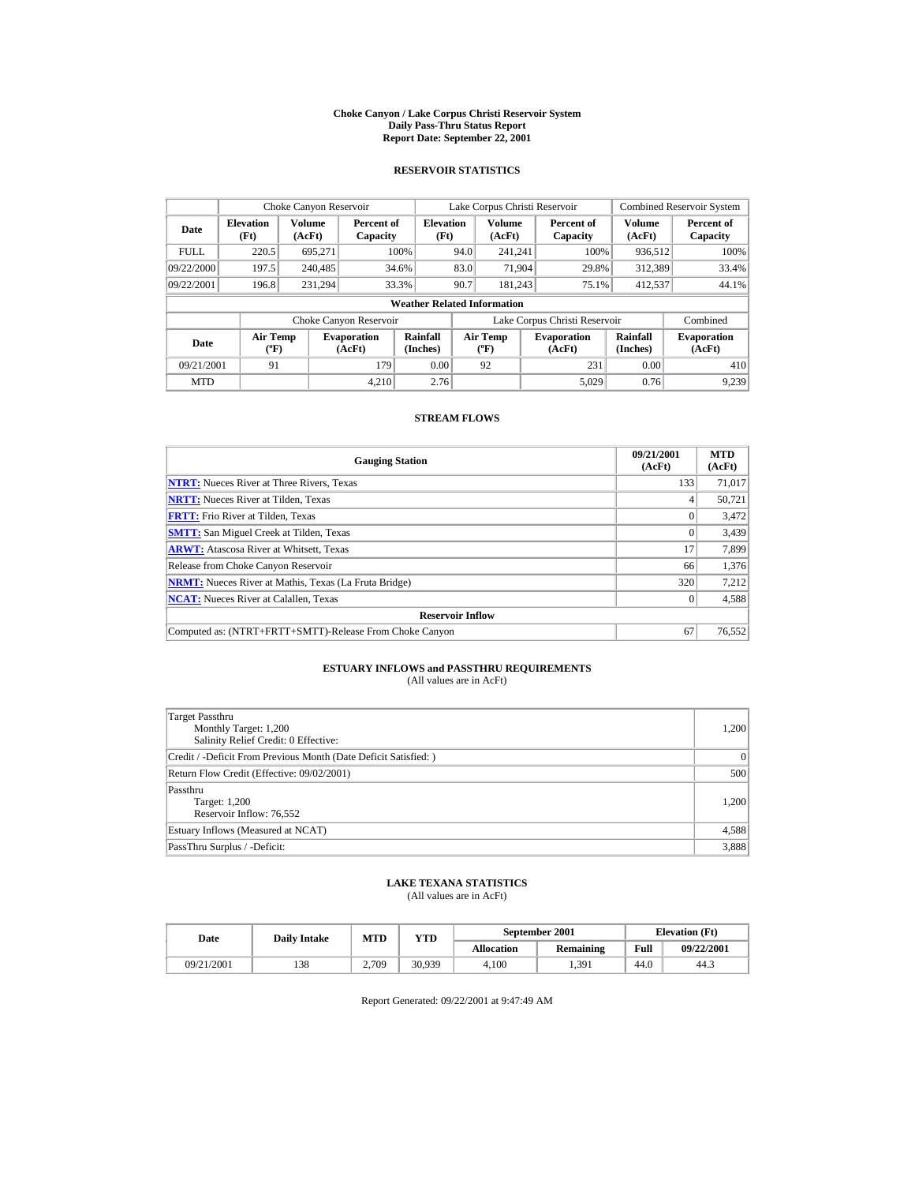# Choke Canyon / Lake Corpus Christi Reservoir System
## Daily Pass-Thru Status Report
### Report Date: September 22, 2001

## RESERVOIR STATISTICS

| Date | Choke Canyon Reservoir | | | Lake Corpus Christi Reservoir | | | Combined Reservoir System | |
|---|---|---|---|---|---|---|---|---|
| | Elevation (Ft) | Volume (AcFt) | Percent of Capacity | Elevation (Ft) | Volume (AcFt) | Percent of Capacity | Volume (AcFt) | Percent of Capacity |
| FULL | 220.5 | 695,271 | 100% | 94.0 | 241,241 | 100% | 936,512 | 100% |
| 09/22/2000 | 197.5 | 240,485 | 34.6% | 83.0 | 71,904 | 29.8% | 312,389 | 33.4% |
| 09/22/2001 | 196.8 | 231,294 | 33.3% | 90.7 | 181,243 | 75.1% | 412,537 | 44.1% |

**Weather Related Information**

| Date | Choke Canyon Reservoir | | | Lake Corpus Christi Reservoir | | | Combined |
|---|---|---|---|---|---|---|---|
| | Air Temp (ºF) | Evaporation (AcFt) | Rainfall (Inches) | Air Temp (ºF) | Evaporation (AcFt) | Rainfall (Inches) | Evaporation (AcFt) |
| 09/21/2001 | 91 | 179 | 0.00 | 92 | 231 | 0.00 | 410 |
| MTD | | 4,210 | 2.76 | | 5,029 | 0.76 | 9,239 |

## STREAM FLOWS

| Gauging Station | 09/21/2001 (AcFt) | MTD (AcFt) |
|---|---|---|
| NTRT: Nueces River at Three Rivers, Texas | 133 | 71,017 |
| NRTT: Nueces River at Tilden, Texas | 4 | 50,721 |
| FRTT: Frio River at Tilden, Texas | 0 | 3,472 |
| SMTT: San Miguel Creek at Tilden, Texas | 0 | 3,439 |
| ARWT: Atascosa River at Whitsett, Texas | 17 | 7,899 |
| Release from Choke Canyon Reservoir | 66 | 1,376 |
| NRMT: Nueces River at Mathis, Texas (La Fruta Bridge) | 320 | 7,212 |
| NCAT: Nueces River at Calallen, Texas | 0 | 4,588 |
| **Reservoir Inflow** | | |
| Computed as: (NTRT+FRTT+SMTT)-Release From Choke Canyon | 67 | 76,552 |

## ESTUARY INFLOWS and PASSTHRU REQUIREMENTS
(All values are in AcFt)

| | |
|---|---|
| Target Passthru<br>Monthly Target: 1,200<br>Salinity Relief Credit: 0 Effective: | 1,200 |
| Credit / -Deficit From Previous Month (Date Deficit Satisfied: ) | 0 |
| Return Flow Credit (Effective: 09/02/2001) | 500 |
| Passthru<br>Target: 1,200<br>Reservoir Inflow: 76,552 | 1,200 |
| Estuary Inflows (Measured at NCAT) | 4,588 |
| PassThru Surplus / -Deficit: | 3,888 |

## LAKE TEXANA STATISTICS
(All values are in AcFt)

| Date | Daily Intake | MTD | YTD | September 2001 | | Elevation (Ft) | |
|---|---|---|---|---|---|---|---|
| | | | | Allocation | Remaining | Full | 09/22/2001 |
| 09/21/2001 | 138 | 2,709 | 30,939 | 4,100 | 1,391 | 44.0 | 44.3 |

Report Generated: 09/22/2001 at 9:47:49 AM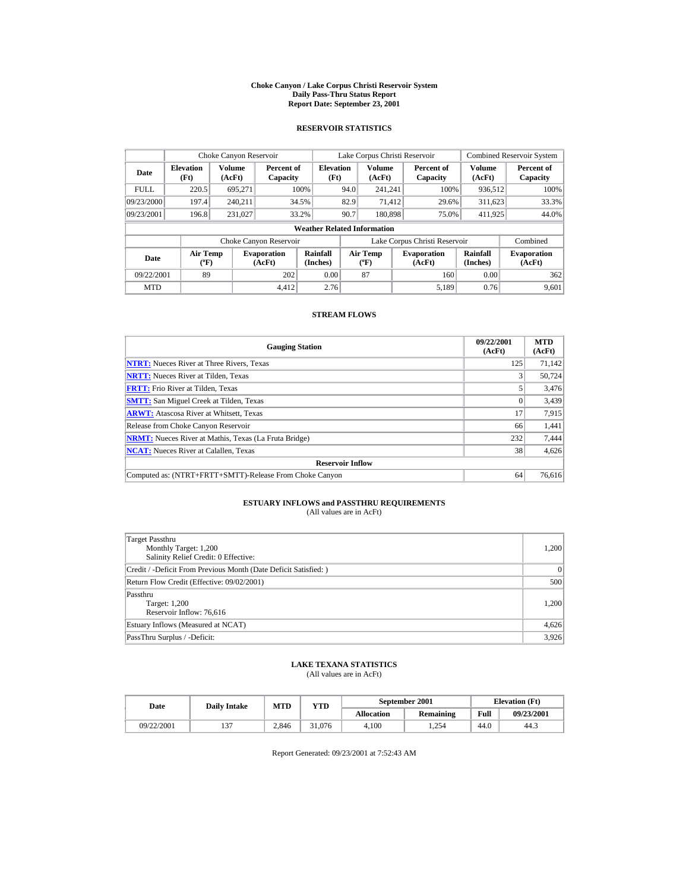# Choke Canyon / Lake Corpus Christi Reservoir System
## Daily Pass-Thru Status Report
## Report Date: September 23, 2001

### RESERVOIR STATISTICS

| Date | Choke Canyon Reservoir | | | Lake Corpus Christi Reservoir | | | Combined Reservoir System | |
|---|---|---|---|---|---|---|---|---|
| | Elevation (Ft) | Volume (AcFt) | Percent of Capacity | Elevation (Ft) | Volume (AcFt) | Percent of Capacity | Volume (AcFt) | Percent of Capacity |
| FULL | 220.5 | 695,271 | 100% | 94.0 | 241,241 | 100% | 936,512 | 100% |
| 09/23/2000 | 197.4 | 240,211 | 34.5% | 82.9 | 71,412 | 29.6% | 311,623 | 33.3% |
| 09/23/2001 | 196.8 | 231,027 | 33.2% | 90.7 | 180,898 | 75.0% | 411,925 | 44.0% |

**Weather Related Information**

| Date | Choke Canyon Reservoir | | | Lake Corpus Christi Reservoir | | | Combined |
|---|---|---|---|---|---|---|---|
| | Air Temp (ºF) | Evaporation (AcFt) | Rainfall (Inches) | Air Temp (ºF) | Evaporation (AcFt) | Rainfall (Inches) | Evaporation (AcFt) |
| 09/22/2001 | 89 | 202 | 0.00 | 87 | 160 | 0.00 | 362 |
| MTD | | 4,412 | 2.76 | | 5,189 | 0.76 | 9,601 |

### STREAM FLOWS

| Gauging Station | 09/22/2001 (AcFt) | MTD (AcFt) |
|---|---|---|
| **NTRT:** Nueces River at Three Rivers, Texas | 125 | 71,142 |
| **NRTT:** Nueces River at Tilden, Texas | 3 | 50,724 |
| **FRTT:** Frio River at Tilden, Texas | 5 | 3,476 |
| **SMTT:** San Miguel Creek at Tilden, Texas | 0 | 3,439 |
| **ARWT:** Atascosa River at Whitsett, Texas | 17 | 7,915 |
| Release from Choke Canyon Reservoir | 66 | 1,441 |
| **NRMT:** Nueces River at Mathis, Texas (La Fruta Bridge) | 232 | 7,444 |
| **NCAT:** Nueces River at Calallen, Texas | 38 | 4,626 |
| **Reservoir Inflow** | | |
| Computed as: (NTRT+FRTT+SMTT)-Release From Choke Canyon | 64 | 76,616 |

### ESTUARY INFLOWS and PASSTHRU REQUIREMENTS
(All values are in AcFt)

| | |
|---|---|
| Target Passthru<br>Monthly Target: 1,200<br>Salinity Relief Credit: 0 Effective: | 1,200 |
| Credit / -Deficit From Previous Month (Date Deficit Satisfied: ) | 0 |
| Return Flow Credit (Effective: 09/02/2001) | 500 |
| Passthru<br>Target: 1,200<br>Reservoir Inflow: 76,616 | 1,200 |
| Estuary Inflows (Measured at NCAT) | 4,626 |
| PassThru Surplus / -Deficit: | 3,926 |

### LAKE TEXANA STATISTICS
(All values are in AcFt)

| Date | Daily Intake | MTD | YTD | September 2001 | | Elevation (Ft) | |
|---|---|---|---|---|---|---|---|
| | | | | Allocation | Remaining | Full | 09/23/2001 |
| 09/22/2001 | 137 | 2,846 | 31,076 | 4,100 | 1,254 | 44.0 | 44.3 |

Report Generated: 09/23/2001 at 7:52:43 AM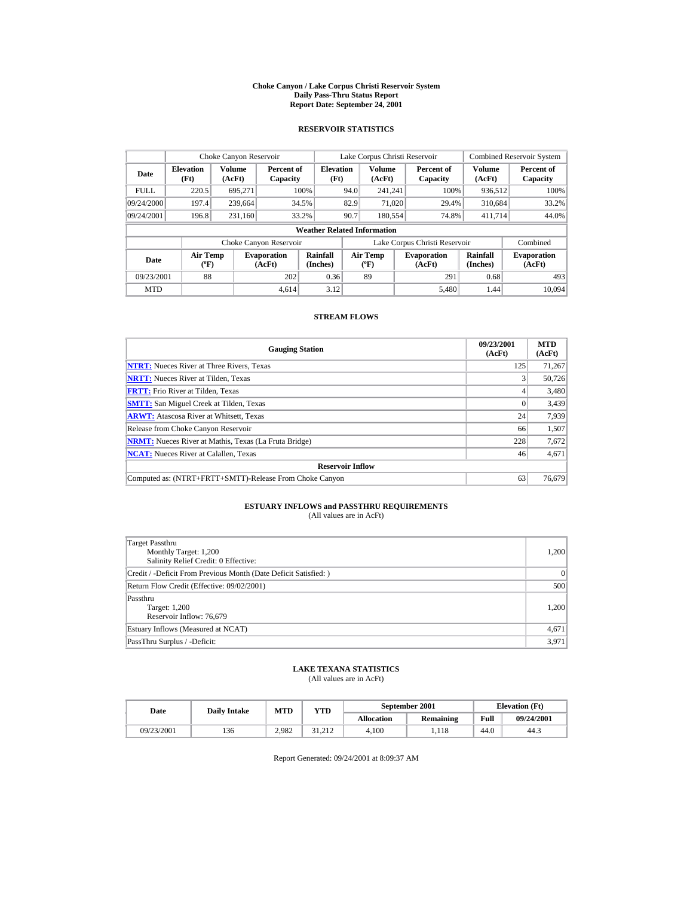# Choke Canyon / Lake Corpus Christi Reservoir System
## Daily Pass-Thru Status Report
### Report Date: September 24, 2001

## RESERVOIR STATISTICS

| Date | Choke Canyon Reservoir | | | Lake Corpus Christi Reservoir | | | Combined Reservoir System | |
|---|---|---|---|---|---|---|---|---|
| | Elevation (Ft) | Volume (AcFt) | Percent of Capacity | Elevation (Ft) | Volume (AcFt) | Percent of Capacity | Volume (AcFt) | Percent of Capacity |
| FULL | 220.5 | 695,271 | 100% | 94.0 | 241,241 | 100% | 936,512 | 100% |
| 09/24/2000 | 197.4 | 239,664 | 34.5% | 82.9 | 71,020 | 29.4% | 310,684 | 33.2% |
| 09/24/2001 | 196.8 | 231,160 | 33.2% | 90.7 | 180,554 | 74.8% | 411,714 | 44.0% |

**Weather Related Information**

| Date | Choke Canyon Reservoir | | | Lake Corpus Christi Reservoir | | | Combined |
|---|---|---|---|---|---|---|---|
| | Air Temp (ºF) | Evaporation (AcFt) | Rainfall (Inches) | Air Temp (ºF) | Evaporation (AcFt) | Rainfall (Inches) | Evaporation (AcFt) |
| 09/23/2001 | 88 | 202 | 0.36 | 89 | 291 | 0.68 | 493 |
| MTD | | 4,614 | 3.12 | | 5,480 | 1.44 | 10,094 |

## STREAM FLOWS

| Gauging Station | 09/23/2001 (AcFt) | MTD (AcFt) |
|---|---|---|
| NTRT: Nueces River at Three Rivers, Texas | 125 | 71,267 |
| NRTT: Nueces River at Tilden, Texas | 3 | 50,726 |
| FRTT: Frio River at Tilden, Texas | 4 | 3,480 |
| SMTT: San Miguel Creek at Tilden, Texas | 0 | 3,439 |
| ARWT: Atascosa River at Whitsett, Texas | 24 | 7,939 |
| Release from Choke Canyon Reservoir | 66 | 1,507 |
| NRMT: Nueces River at Mathis, Texas (La Fruta Bridge) | 228 | 7,672 |
| NCAT: Nueces River at Calallen, Texas | 46 | 4,671 |
| **Reservoir Inflow** | | |
| Computed as: (NTRT+FRTT+SMTT)-Release From Choke Canyon | 63 | 76,679 |

## ESTUARY INFLOWS and PASSTHRU REQUIREMENTS
(All values are in AcFt)

| | |
|---|---|
| Target Passthru<br>Monthly Target: 1,200<br>Salinity Relief Credit: 0 Effective: | 1,200 |
| Credit / -Deficit From Previous Month (Date Deficit Satisfied: ) | 0 |
| Return Flow Credit (Effective: 09/02/2001) | 500 |
| Passthru<br>Target: 1,200<br>Reservoir Inflow: 76,679 | 1,200 |
| Estuary Inflows (Measured at NCAT) | 4,671 |
| PassThru Surplus / -Deficit: | 3,971 |

## LAKE TEXANA STATISTICS
(All values are in AcFt)

| Date | Daily Intake | MTD | YTD | September 2001 | | Elevation (Ft) | |
|---|---|---|---|---|---|---|---|
| | | | | Allocation | Remaining | Full | 09/24/2001 |
| 09/23/2001 | 136 | 2,982 | 31,212 | 4,100 | 1,118 | 44.0 | 44.3 |

Report Generated: 09/24/2001 at 8:09:37 AM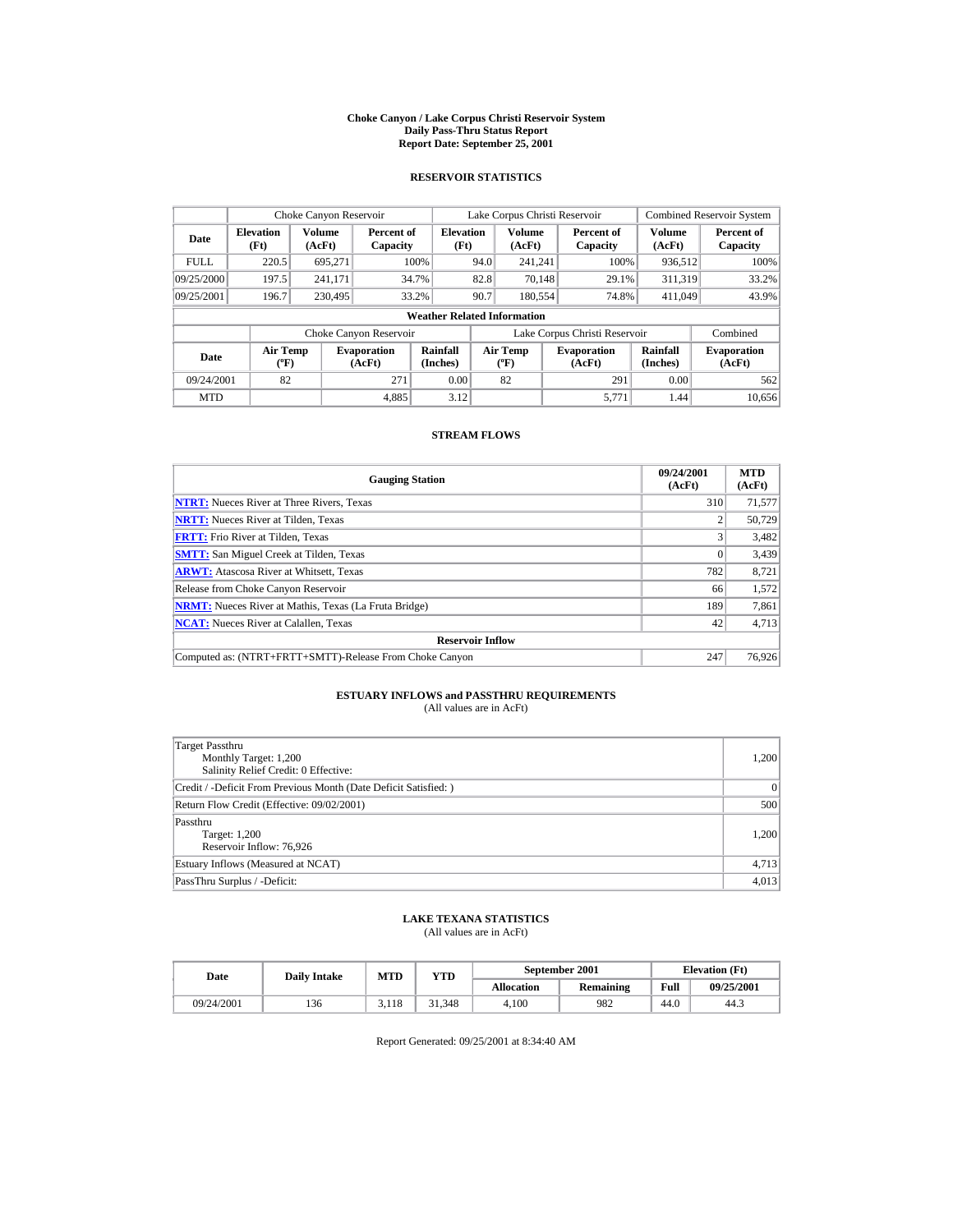# Choke Canyon / Lake Corpus Christi Reservoir System
## Daily Pass-Thru Status Report
## Report Date: September 25, 2001

### RESERVOIR STATISTICS

| Date | Choke Canyon Reservoir | | | Lake Corpus Christi Reservoir | | | Combined Reservoir System | |
|---|---|---|---|---|---|---|---|---|
| | Elevation (Ft) | Volume (AcFt) | Percent of Capacity | Elevation (Ft) | Volume (AcFt) | Percent of Capacity | Volume (AcFt) | Percent of Capacity |
| FULL | 220.5 | 695,271 | 100% | 94.0 | 241,241 | 100% | 936,512 | 100% |
| 09/25/2000 | 197.5 | 241,171 | 34.7% | 82.8 | 70,148 | 29.1% | 311,319 | 33.2% |
| 09/25/2001 | 196.7 | 230,495 | 33.2% | 90.7 | 180,554 | 74.8% | 411,049 | 43.9% |

**Weather Related Information**

| Date | Choke Canyon Reservoir | | | Lake Corpus Christi Reservoir | | | Combined |
|---|---|---|---|---|---|---|---|
| | Air Temp (ºF) | Evaporation (AcFt) | Rainfall (Inches) | Air Temp (ºF) | Evaporation (AcFt) | Rainfall (Inches) | Evaporation (AcFt) |
| 09/24/2001 | 82 | 271 | 0.00 | 82 | 291 | 0.00 | 562 |
| MTD | | 4,885 | 3.12 | | 5,771 | 1.44 | 10,656 |

### STREAM FLOWS

| Gauging Station | 09/24/2001 (AcFt) | MTD (AcFt) |
|---|---|---|
| NTRT: Nueces River at Three Rivers, Texas | 310 | 71,577 |
| NRTT: Nueces River at Tilden, Texas | 2 | 50,729 |
| FRTT: Frio River at Tilden, Texas | 3 | 3,482 |
| SMTT: San Miguel Creek at Tilden, Texas | 0 | 3,439 |
| ARWT: Atascosa River at Whitsett, Texas | 782 | 8,721 |
| Release from Choke Canyon Reservoir | 66 | 1,572 |
| NRMT: Nueces River at Mathis, Texas (La Fruta Bridge) | 189 | 7,861 |
| NCAT: Nueces River at Calallen, Texas | 42 | 4,713 |
| **Reservoir Inflow** | | |
| Computed as: (NTRT+FRTT+SMTT)-Release From Choke Canyon | 247 | 76,926 |

### ESTUARY INFLOWS and PASSTHRU REQUIREMENTS
(All values are in AcFt)

| | |
|---|---|
| Target Passthru<br>Monthly Target: 1,200<br>Salinity Relief Credit: 0 Effective: | 1,200 |
| Credit / -Deficit From Previous Month (Date Deficit Satisfied: ) | 0 |
| Return Flow Credit (Effective: 09/02/2001) | 500 |
| Passthru<br>Target: 1,200<br>Reservoir Inflow: 76,926 | 1,200 |
| Estuary Inflows (Measured at NCAT) | 4,713 |
| PassThru Surplus / -Deficit: | 4,013 |

### LAKE TEXANA STATISTICS
(All values are in AcFt)

| Date | Daily Intake | MTD | YTD | September 2001 | | Elevation (Ft) | |
|---|---|---|---|---|---|---|---|
| | | | | Allocation | Remaining | Full | 09/25/2001 |
| 09/24/2001 | 136 | 3,118 | 31,348 | 4,100 | 982 | 44.0 | 44.3 |

Report Generated: 09/25/2001 at 8:34:40 AM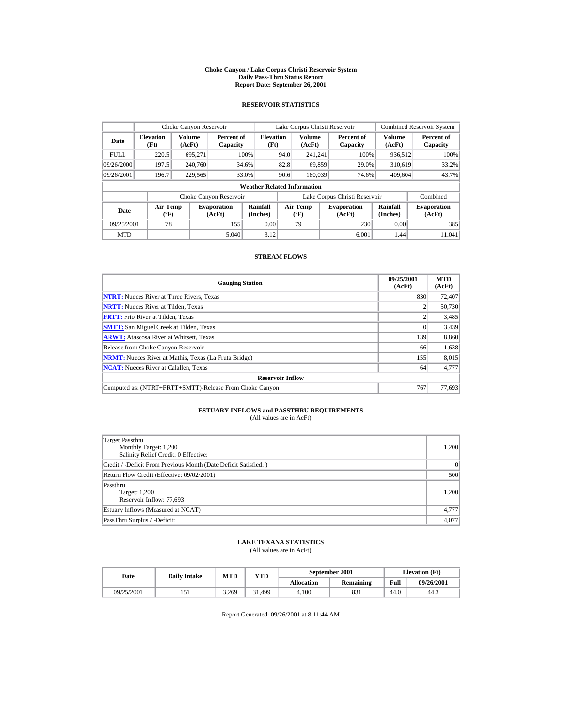# Choke Canyon / Lake Corpus Christi Reservoir System
## Daily Pass-Thru Status Report
## Report Date: September 26, 2001

### RESERVOIR STATISTICS

| Date | Choke Canyon Reservoir | | | Lake Corpus Christi Reservoir | | | Combined Reservoir System | |
|---|---|---|---|---|---|---|---|---|
| | Elevation (Ft) | Volume (AcFt) | Percent of Capacity | Elevation (Ft) | Volume (AcFt) | Percent of Capacity | Volume (AcFt) | Percent of Capacity |
| FULL | 220.5 | 695,271 | 100% | 94.0 | 241,241 | 100% | 936,512 | 100% |
| 09/26/2000 | 197.5 | 240,760 | 34.6% | 82.8 | 69,859 | 29.0% | 310,619 | 33.2% |
| 09/26/2001 | 196.7 | 229,565 | 33.0% | 90.6 | 180,039 | 74.6% | 409,604 | 43.7% |

**Weather Related Information**

| Date | Choke Canyon Reservoir | | | Lake Corpus Christi Reservoir | | | Combined |
|---|---|---|---|---|---|---|---|
| | Air Temp (ºF) | Evaporation (AcFt) | Rainfall (Inches) | Air Temp (ºF) | Evaporation (AcFt) | Rainfall (Inches) | Evaporation (AcFt) |
| 09/25/2001 | 78 | 155 | 0.00 | 79 | 230 | 0.00 | 385 |
| MTD | | 5,040 | 3.12 | | 6,001 | 1.44 | 11,041 |

### STREAM FLOWS

| Gauging Station | 09/25/2001 (AcFt) | MTD (AcFt) |
|---|---|---|
| NTRT: Nueces River at Three Rivers, Texas | 830 | 72,407 |
| NRTT: Nueces River at Tilden, Texas | 2 | 50,730 |
| FRTT: Frio River at Tilden, Texas | 2 | 3,485 |
| SMTT: San Miguel Creek at Tilden, Texas | 0 | 3,439 |
| ARWT: Atascosa River at Whitsett, Texas | 139 | 8,860 |
| Release from Choke Canyon Reservoir | 66 | 1,638 |
| NRMT: Nueces River at Mathis, Texas (La Fruta Bridge) | 155 | 8,015 |
| NCAT: Nueces River at Calallen, Texas | 64 | 4,777 |
| **Reservoir Inflow** | | |
| Computed as: (NTRT+FRTT+SMTT)-Release From Choke Canyon | 767 | 77,693 |

### ESTUARY INFLOWS and PASSTHRU REQUIREMENTS
(All values are in AcFt)

| | |
|---|---|
| Target Passthru<br>Monthly Target: 1,200<br>Salinity Relief Credit: 0 Effective: | 1,200 |
| Credit / -Deficit From Previous Month (Date Deficit Satisfied: ) | 0 |
| Return Flow Credit (Effective: 09/02/2001) | 500 |
| Passthru<br>Target: 1,200<br>Reservoir Inflow: 77,693 | 1,200 |
| Estuary Inflows (Measured at NCAT) | 4,777 |
| PassThru Surplus / -Deficit: | 4,077 |

### LAKE TEXANA STATISTICS
(All values are in AcFt)

| Date | Daily Intake | MTD | YTD | September 2001 | | Elevation (Ft) | |
|---|---|---|---|---|---|---|---|
| | | | | Allocation | Remaining | Full | 09/26/2001 |
| 09/25/2001 | 151 | 3,269 | 31,499 | 4,100 | 831 | 44.0 | 44.3 |

Report Generated: 09/26/2001 at 8:11:44 AM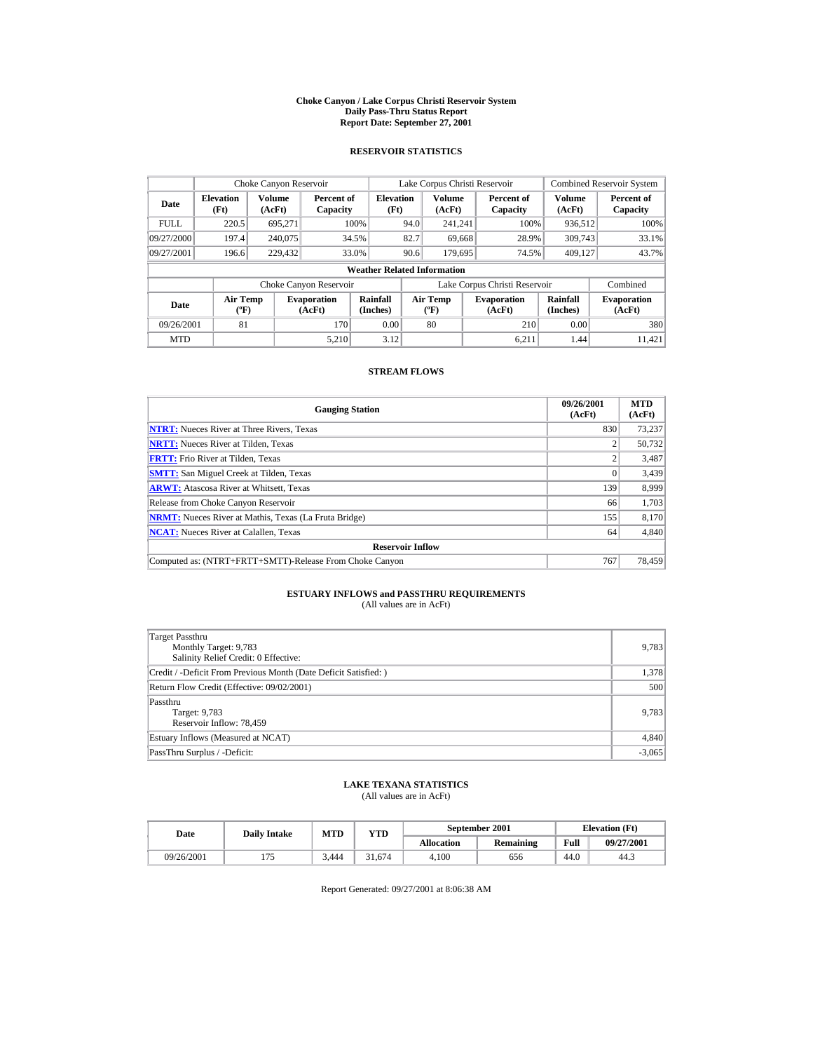# Choke Canyon / Lake Corpus Christi Reservoir System
## Daily Pass-Thru Status Report
## Report Date: September 27, 2001

### RESERVOIR STATISTICS

| Date | Choke Canyon Reservoir | | | Lake Corpus Christi Reservoir | | | Combined Reservoir System | |
|---|---|---|---|---|---|---|---|---|
| | Elevation (Ft) | Volume (AcFt) | Percent of Capacity | Elevation (Ft) | Volume (AcFt) | Percent of Capacity | Volume (AcFt) | Percent of Capacity |
| FULL | 220.5 | 695,271 | 100% | 94.0 | 241,241 | 100% | 936,512 | 100% |
| 09/27/2000 | 197.4 | 240,075 | 34.5% | 82.7 | 69,668 | 28.9% | 309,743 | 33.1% |
| 09/27/2001 | 196.6 | 229,432 | 33.0% | 90.6 | 179,695 | 74.5% | 409,127 | 43.7% |

**Weather Related Information**

| Date | Choke Canyon Reservoir | | | Lake Corpus Christi Reservoir | | | Combined |
|---|---|---|---|---|---|---|---|
| | Air Temp (ºF) | Evaporation (AcFt) | Rainfall (Inches) | Air Temp (ºF) | Evaporation (AcFt) | Rainfall (Inches) | Evaporation (AcFt) |
| 09/26/2001 | 81 | 170 | 0.00 | 80 | 210 | 0.00 | 380 |
| MTD | | 5,210 | 3.12 | | 6,211 | 1.44 | 11,421 |

### STREAM FLOWS

| Gauging Station | 09/26/2001 (AcFt) | MTD (AcFt) |
|---|---|---|
| NTRT: Nueces River at Three Rivers, Texas | 830 | 73,237 |
| NRTT: Nueces River at Tilden, Texas | 2 | 50,732 |
| FRTT: Frio River at Tilden, Texas | 2 | 3,487 |
| SMTT: San Miguel Creek at Tilden, Texas | 0 | 3,439 |
| ARWT: Atascosa River at Whitsett, Texas | 139 | 8,999 |
| Release from Choke Canyon Reservoir | 66 | 1,703 |
| NRMT: Nueces River at Mathis, Texas (La Fruta Bridge) | 155 | 8,170 |
| NCAT: Nueces River at Calallen, Texas | 64 | 4,840 |
| **Reservoir Inflow** | | |
| Computed as: (NTRT+FRTT+SMTT)-Release From Choke Canyon | 767 | 78,459 |

### ESTUARY INFLOWS and PASSTHRU REQUIREMENTS
(All values are in AcFt)

| | |
|---|---|
| Target Passthru<br>Monthly Target: 9,783<br>Salinity Relief Credit: 0 Effective: | 9,783 |
| Credit / -Deficit From Previous Month (Date Deficit Satisfied: ) | 1,378 |
| Return Flow Credit (Effective: 09/02/2001) | 500 |
| Passthru<br>Target: 9,783<br>Reservoir Inflow: 78,459 | 9,783 |
| Estuary Inflows (Measured at NCAT) | 4,840 |
| PassThru Surplus / -Deficit: | -3,065 |

### LAKE TEXANA STATISTICS
(All values are in AcFt)

| Date | Daily Intake | MTD | YTD | September 2001 | | Elevation (Ft) | |
|---|---|---|---|---|---|---|---|
| | | | | Allocation | Remaining | Full | 09/27/2001 |
| 09/26/2001 | 175 | 3,444 | 31,674 | 4,100 | 656 | 44.0 | 44.3 |

Report Generated: 09/27/2001 at 8:06:38 AM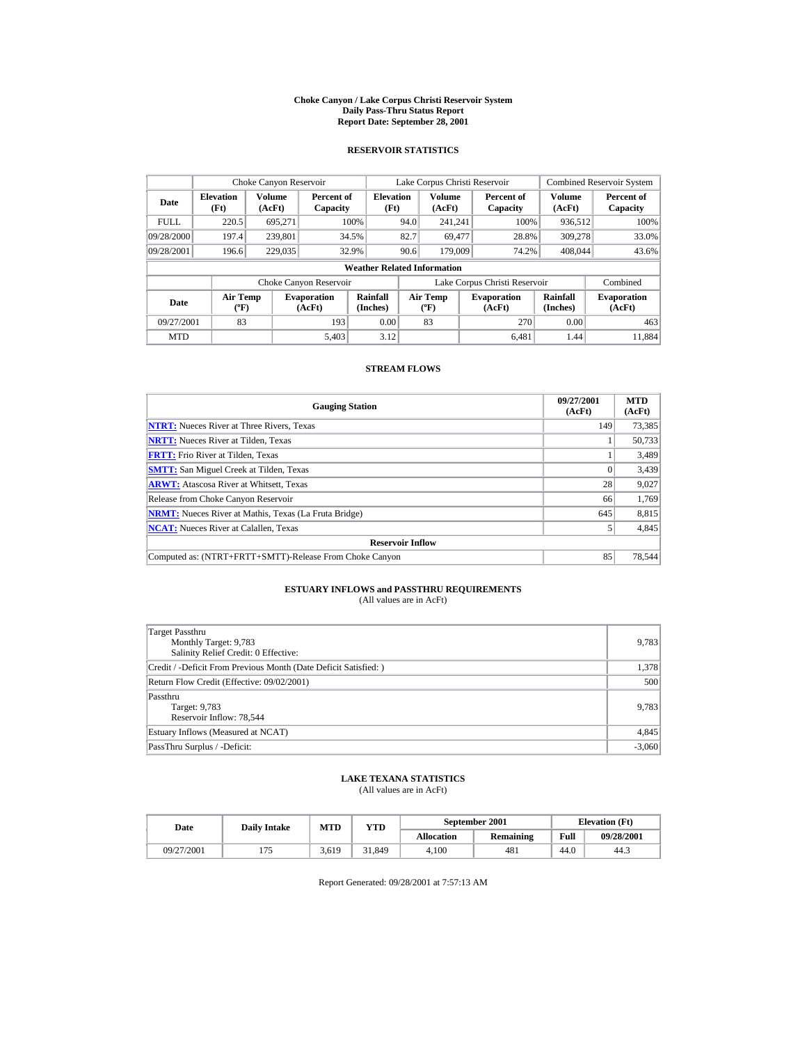# Choke Canyon / Lake Corpus Christi Reservoir System
## Daily Pass-Thru Status Report
## Report Date: September 28, 2001

### RESERVOIR STATISTICS

| Date | Choke Canyon Reservoir | | | Lake Corpus Christi Reservoir | | | Combined Reservoir System | |
|---|---|---|---|---|---|---|---|---|
| | Elevation (Ft) | Volume (AcFt) | Percent of Capacity | Elevation (Ft) | Volume (AcFt) | Percent of Capacity | Volume (AcFt) | Percent of Capacity |
| FULL | 220.5 | 695,271 | 100% | 94.0 | 241,241 | 100% | 936,512 | 100% |
| 09/28/2000 | 197.4 | 239,801 | 34.5% | 82.7 | 69,477 | 28.8% | 309,278 | 33.0% |
| 09/28/2001 | 196.6 | 229,035 | 32.9% | 90.6 | 179,009 | 74.2% | 408,044 | 43.6% |

**Weather Related Information**

| Date | Choke Canyon Reservoir | | | Lake Corpus Christi Reservoir | | | Combined |
|---|---|---|---|---|---|---|---|
| | Air Temp (ºF) | Evaporation (AcFt) | Rainfall (Inches) | Air Temp (ºF) | Evaporation (AcFt) | Rainfall (Inches) | Evaporation (AcFt) |
| 09/27/2001 | 83 | 193 | 0.00 | 83 | 270 | 0.00 | 463 |
| MTD | | 5,403 | 3.12 | | 6,481 | 1.44 | 11,884 |

### STREAM FLOWS

| Gauging Station | 09/27/2001 (AcFt) | MTD (AcFt) |
|---|---|---|
| NTRT: Nueces River at Three Rivers, Texas | 149 | 73,385 |
| NRTT: Nueces River at Tilden, Texas | 1 | 50,733 |
| FRTT: Frio River at Tilden, Texas | 1 | 3,489 |
| SMTT: San Miguel Creek at Tilden, Texas | 0 | 3,439 |
| ARWT: Atascosa River at Whitsett, Texas | 28 | 9,027 |
| Release from Choke Canyon Reservoir | 66 | 1,769 |
| NRMT: Nueces River at Mathis, Texas (La Fruta Bridge) | 645 | 8,815 |
| NCAT: Nueces River at Calallen, Texas | 5 | 4,845 |
| **Reservoir Inflow** | | |
| Computed as: (NTRT+FRTT+SMTT)-Release From Choke Canyon | 85 | 78,544 |

### ESTUARY INFLOWS and PASSTHRU REQUIREMENTS
(All values are in AcFt)

| | |
|---|---|
| Target Passthru<br>Monthly Target: 9,783<br>Salinity Relief Credit: 0 Effective: | 9,783 |
| Credit / -Deficit From Previous Month (Date Deficit Satisfied: ) | 1,378 |
| Return Flow Credit (Effective: 09/02/2001) | 500 |
| Passthru<br>Target: 9,783<br>Reservoir Inflow: 78,544 | 9,783 |
| Estuary Inflows (Measured at NCAT) | 4,845 |
| PassThru Surplus / -Deficit: | -3,060 |

### LAKE TEXANA STATISTICS
(All values are in AcFt)

| Date | Daily Intake | MTD | YTD | September 2001 | | Elevation (Ft) | |
|---|---|---|---|---|---|---|---|
| | | | | Allocation | Remaining | Full | 09/28/2001 |
| 09/27/2001 | 175 | 3,619 | 31,849 | 4,100 | 481 | 44.0 | 44.3 |

Report Generated: 09/28/2001 at 7:57:13 AM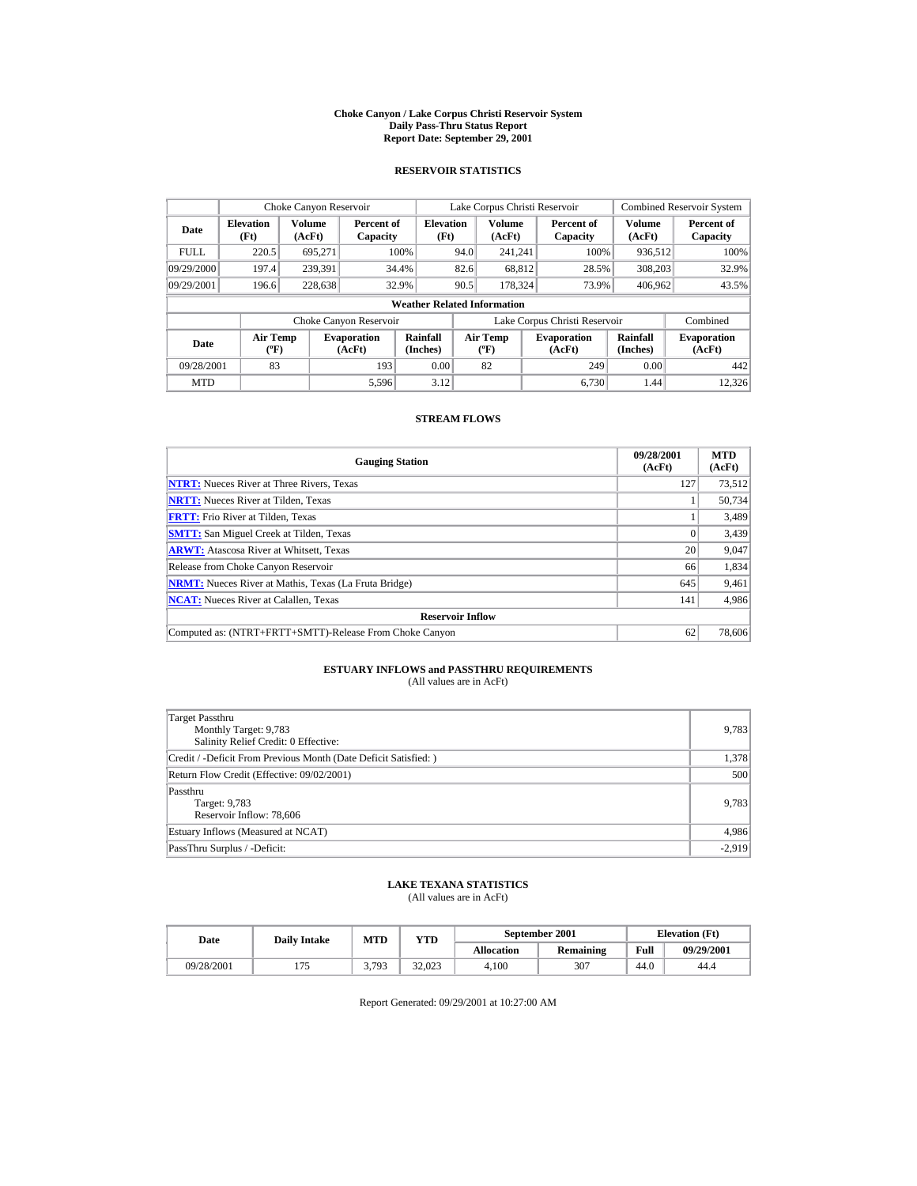# Choke Canyon / Lake Corpus Christi Reservoir System
## Daily Pass-Thru Status Report
### Report Date: September 29, 2001

## RESERVOIR STATISTICS

| Date | Choke Canyon Reservoir | | | Lake Corpus Christi Reservoir | | | Combined Reservoir System | |
|---|---|---|---|---|---|---|---|---|
| | Elevation (Ft) | Volume (AcFt) | Percent of Capacity | Elevation (Ft) | Volume (AcFt) | Percent of Capacity | Volume (AcFt) | Percent of Capacity |
| FULL | 220.5 | 695,271 | 100% | 94.0 | 241,241 | 100% | 936,512 | 100% |
| 09/29/2000 | 197.4 | 239,391 | 34.4% | 82.6 | 68,812 | 28.5% | 308,203 | 32.9% |
| 09/29/2001 | 196.6 | 228,638 | 32.9% | 90.5 | 178,324 | 73.9% | 406,962 | 43.5% |

**Weather Related Information**

| Date | Choke Canyon Reservoir | | | Lake Corpus Christi Reservoir | | | Combined |
|---|---|---|---|---|---|---|---|
| | Air Temp (ºF) | Evaporation (AcFt) | Rainfall (Inches) | Air Temp (ºF) | Evaporation (AcFt) | Rainfall (Inches) | Evaporation (AcFt) |
| 09/28/2001 | 83 | 193 | 0.00 | 82 | 249 | 0.00 | 442 |
| MTD | | 5,596 | 3.12 | | 6,730 | 1.44 | 12,326 |

## STREAM FLOWS

| Gauging Station | 09/28/2001 (AcFt) | MTD (AcFt) |
|---|---|---|
| **NTRT:** Nueces River at Three Rivers, Texas | 127 | 73,512 |
| **NRTT:** Nueces River at Tilden, Texas | 1 | 50,734 |
| **FRTT:** Frio River at Tilden, Texas | 1 | 3,489 |
| **SMTT:** San Miguel Creek at Tilden, Texas | 0 | 3,439 |
| **ARWT:** Atascosa River at Whitsett, Texas | 20 | 9,047 |
| Release from Choke Canyon Reservoir | 66 | 1,834 |
| **NRMT:** Nueces River at Mathis, Texas (La Fruta Bridge) | 645 | 9,461 |
| **NCAT:** Nueces River at Calallen, Texas | 141 | 4,986 |
| **Reservoir Inflow** | | |
| Computed as: (NTRT+FRTT+SMTT)-Release From Choke Canyon | 62 | 78,606 |

## ESTUARY INFLOWS and PASSTHRU REQUIREMENTS
(All values are in AcFt)

| | |
|---|---|
| Target Passthru<br>Monthly Target: 9,783<br>Salinity Relief Credit: 0 Effective: | 9,783 |
| Credit / -Deficit From Previous Month (Date Deficit Satisfied: ) | 1,378 |
| Return Flow Credit (Effective: 09/02/2001) | 500 |
| Passthru<br>Target: 9,783<br>Reservoir Inflow: 78,606 | 9,783 |
| Estuary Inflows (Measured at NCAT) | 4,986 |
| PassThru Surplus / -Deficit: | -2,919 |

## LAKE TEXANA STATISTICS
(All values are in AcFt)

| Date | Daily Intake | MTD | YTD | September 2001 | | Elevation (Ft) | |
|---|---|---|---|---|---|---|---|
| | | | | Allocation | Remaining | Full | 09/29/2001 |
| 09/28/2001 | 175 | 3,793 | 32,023 | 4,100 | 307 | 44.0 | 44.4 |

Report Generated: 09/29/2001 at 10:27:00 AM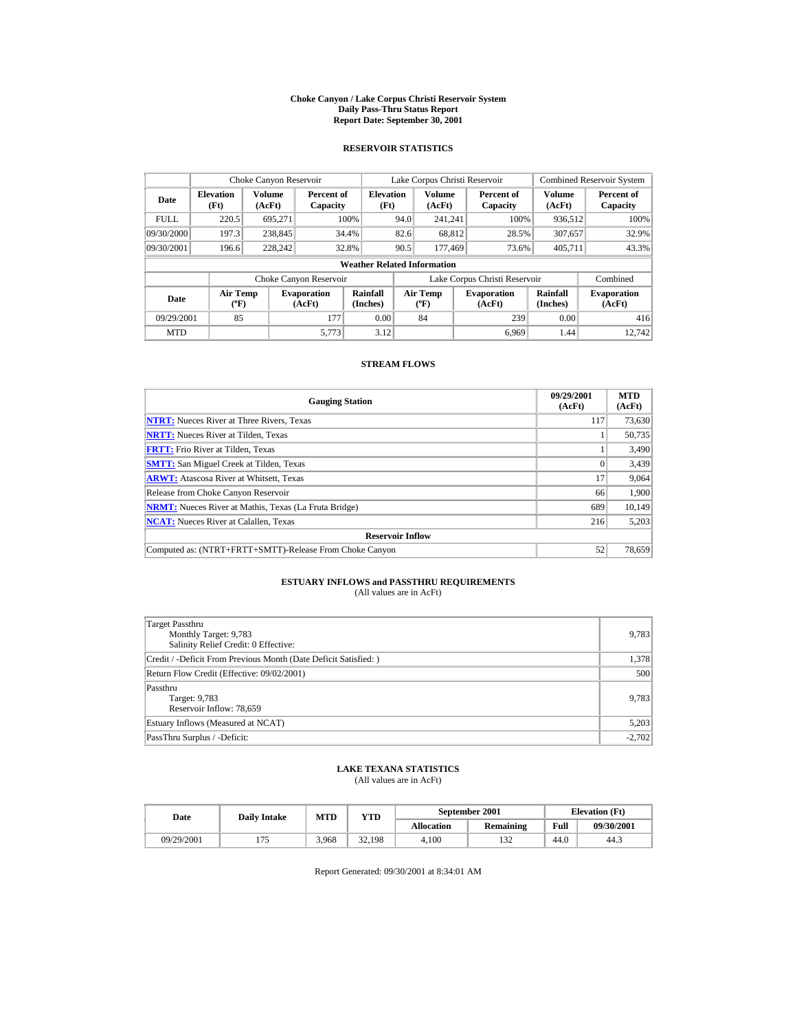# Choke Canyon / Lake Corpus Christi Reservoir System
## Daily Pass-Thru Status Report
## Report Date: September 30, 2001

### RESERVOIR STATISTICS

| | Choke Canyon Reservoir | | | Lake Corpus Christi Reservoir | | | Combined Reservoir System | |
|---|---|---|---|---|---|---|---|---|
| Date | Elevation (Ft) | Volume (AcFt) | Percent of Capacity | Elevation (Ft) | Volume (AcFt) | Percent of Capacity | Volume (AcFt) | Percent of Capacity |
| FULL | 220.5 | 695,271 | 100% | 94.0 | 241,241 | 100% | 936,512 | 100% |
| 09/30/2000 | 197.3 | 238,845 | 34.4% | 82.6 | 68,812 | 28.5% | 307,657 | 32.9% |
| 09/30/2001 | 196.6 | 228,242 | 32.8% | 90.5 | 177,469 | 73.6% | 405,711 | 43.3% |

**Weather Related Information**

| | Choke Canyon Reservoir | | | Lake Corpus Christi Reservoir | | | Combined |
|---|---|---|---|---|---|---|---|
| Date | Air Temp (ºF) | Evaporation (AcFt) | Rainfall (Inches) | Air Temp (ºF) | Evaporation (AcFt) | Rainfall (Inches) | Evaporation (AcFt) |
| 09/29/2001 | 85 | 177 | 0.00 | 84 | 239 | 0.00 | 416 |
| MTD | | 5,773 | 3.12 | | 6,969 | 1.44 | 12,742 |

### STREAM FLOWS

| Gauging Station | 09/29/2001 (AcFt) | MTD (AcFt) |
|---|---|---|
| NTRT: Nueces River at Three Rivers, Texas | 117 | 73,630 |
| NRTT: Nueces River at Tilden, Texas | 1 | 50,735 |
| FRTT: Frio River at Tilden, Texas | 1 | 3,490 |
| SMTT: San Miguel Creek at Tilden, Texas | 0 | 3,439 |
| ARWT: Atascosa River at Whitsett, Texas | 17 | 9,064 |
| Release from Choke Canyon Reservoir | 66 | 1,900 |
| NRMT: Nueces River at Mathis, Texas (La Fruta Bridge) | 689 | 10,149 |
| NCAT: Nueces River at Calallen, Texas | 216 | 5,203 |
| **Reservoir Inflow** | | |
| Computed as: (NTRT+FRTT+SMTT)-Release From Choke Canyon | 52 | 78,659 |

### ESTUARY INFLOWS and PASSTHRU REQUIREMENTS
(All values are in AcFt)

| | |
|---|---|
| Target Passthru<br>Monthly Target: 9,783<br>Salinity Relief Credit: 0 Effective: | 9,783 |
| Credit / -Deficit From Previous Month (Date Deficit Satisfied: ) | 1,378 |
| Return Flow Credit (Effective: 09/02/2001) | 500 |
| Passthru<br>Target: 9,783<br>Reservoir Inflow: 78,659 | 9,783 |
| Estuary Inflows (Measured at NCAT) | 5,203 |
| PassThru Surplus / -Deficit: | -2,702 |

### LAKE TEXANA STATISTICS
(All values are in AcFt)

| Date | Daily Intake | MTD | YTD | September 2001 | | Elevation (Ft) | |
|---|---|---|---|---|---|---|---|
| | | | | Allocation | Remaining | Full | 09/30/2001 |
| 09/29/2001 | 175 | 3,968 | 32,198 | 4,100 | 132 | 44.0 | 44.3 |

Report Generated: 09/30/2001 at 8:34:01 AM